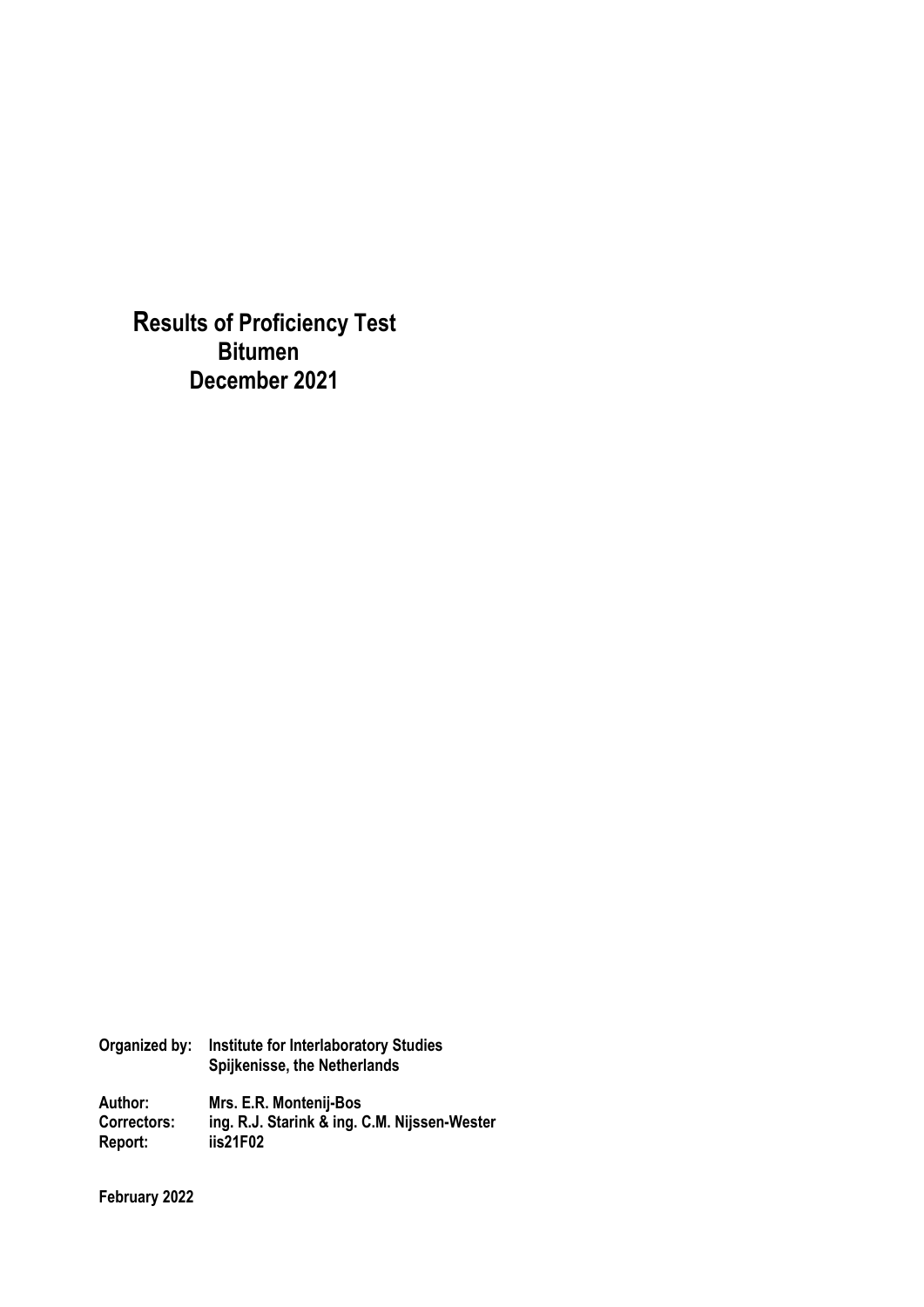# Results of Proficiency Test
# Bitumen
# December 2021

| | |
|---|---|
| **Organized by:** | **Institute for Interlaboratory Studies** |
| | **Spijkenisse, the Netherlands** |
| | |
| **Author:** | **Mrs. E.R. Montenij-Bos** |
| **Correctors:** | **ing. R.J. Starink & ing. C.M. Nijssen-Wester** |
| **Report:** | **iis21F02** |

**February 2022**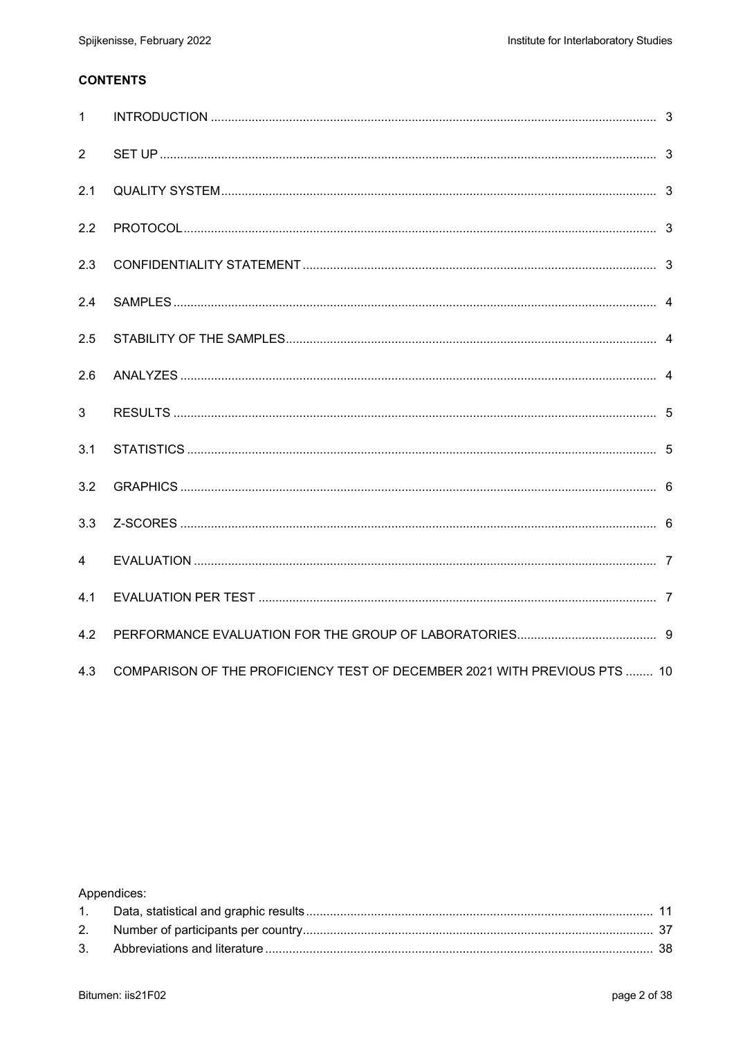**CONTENTS**

| | | |
|---|---|---|
| 1 | INTRODUCTION | 3 |
| 2 | SET UP | 3 |
| 2.1 | QUALITY SYSTEM | 3 |
| 2.2 | PROTOCOL | 3 |
| 2.3 | CONFIDENTIALITY STATEMENT | 3 |
| 2.4 | SAMPLES | 4 |
| 2.5 | STABILITY OF THE SAMPLES | 4 |
| 2.6 | ANALYZES | 4 |
| 3 | RESULTS | 5 |
| 3.1 | STATISTICS | 5 |
| 3.2 | GRAPHICS | 6 |
| 3.3 | Z-SCORES | 6 |
| 4 | EVALUATION | 7 |
| 4.1 | EVALUATION PER TEST | 7 |
| 4.2 | PERFORMANCE EVALUATION FOR THE GROUP OF LABORATORIES | 9 |
| 4.3 | COMPARISON OF THE PROFICIENCY TEST OF DECEMBER 2021 WITH PREVIOUS PTS | 10 |

Appendices:

| | | |
|---|---|---|
| 1. | Data, statistical and graphic results | 11 |
| 2. | Number of participants per country | 37 |
| 3. | Abbreviations and literature | 38 |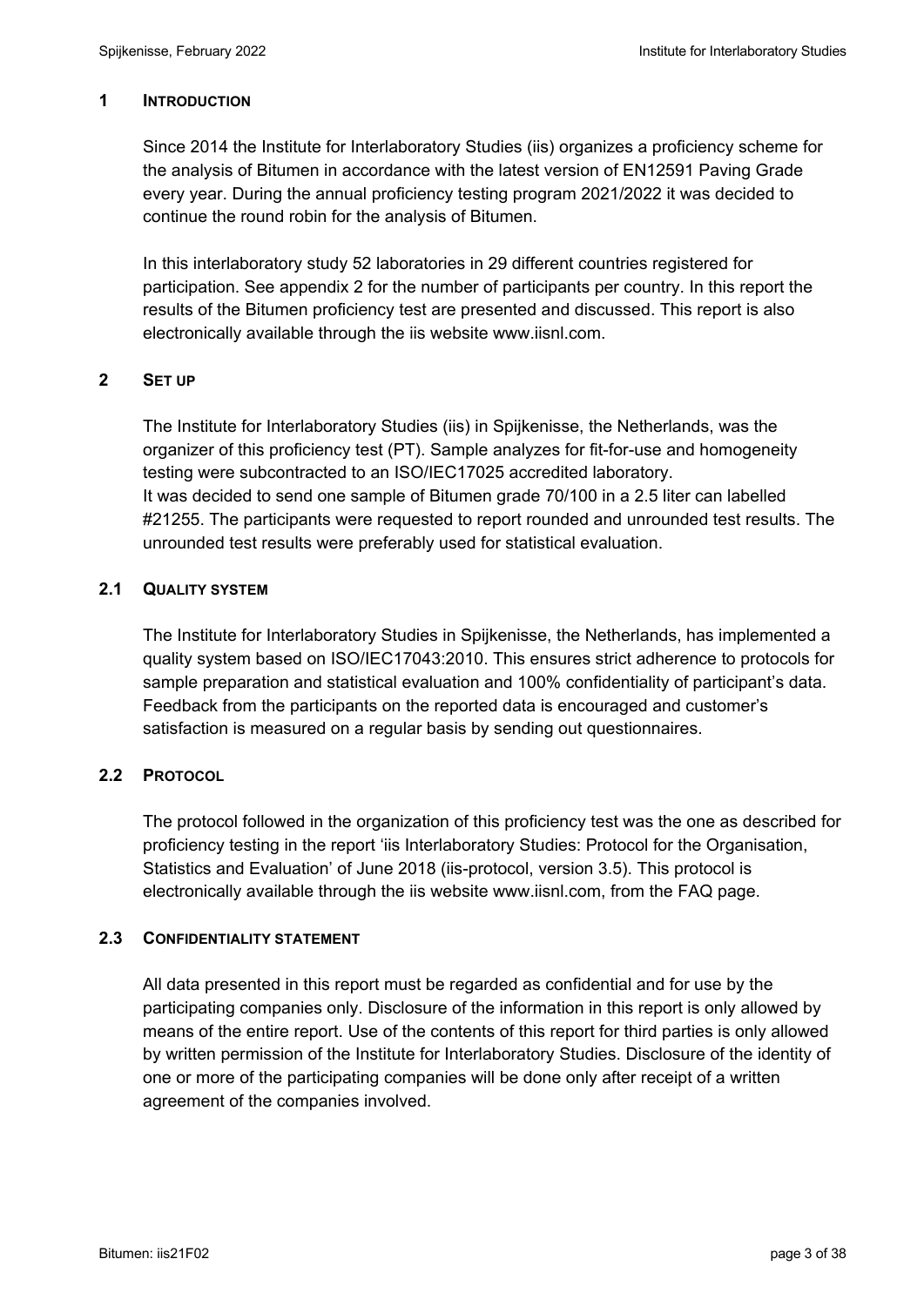## 1 INTRODUCTION

Since 2014 the Institute for Interlaboratory Studies (iis) organizes a proficiency scheme for the analysis of Bitumen in accordance with the latest version of EN12591 Paving Grade every year. During the annual proficiency testing program 2021/2022 it was decided to continue the round robin for the analysis of Bitumen.

In this interlaboratory study 52 laboratories in 29 different countries registered for participation. See appendix 2 for the number of participants per country. In this report the results of the Bitumen proficiency test are presented and discussed. This report is also electronically available through the iis website www.iisnl.com.

## 2 SET UP

The Institute for Interlaboratory Studies (iis) in Spijkenisse, the Netherlands, was the organizer of this proficiency test (PT). Sample analyzes for fit-for-use and homogeneity testing were subcontracted to an ISO/IEC17025 accredited laboratory.
It was decided to send one sample of Bitumen grade 70/100 in a 2.5 liter can labelled #21255. The participants were requested to report rounded and unrounded test results. The unrounded test results were preferably used for statistical evaluation.

### 2.1 QUALITY SYSTEM

The Institute for Interlaboratory Studies in Spijkenisse, the Netherlands, has implemented a quality system based on ISO/IEC17043:2010. This ensures strict adherence to protocols for sample preparation and statistical evaluation and 100% confidentiality of participant's data. Feedback from the participants on the reported data is encouraged and customer's satisfaction is measured on a regular basis by sending out questionnaires.

### 2.2 PROTOCOL

The protocol followed in the organization of this proficiency test was the one as described for proficiency testing in the report 'iis Interlaboratory Studies: Protocol for the Organisation, Statistics and Evaluation' of June 2018 (iis-protocol, version 3.5). This protocol is electronically available through the iis website www.iisnl.com, from the FAQ page.

### 2.3 CONFIDENTIALITY STATEMENT

All data presented in this report must be regarded as confidential and for use by the participating companies only. Disclosure of the information in this report is only allowed by means of the entire report. Use of the contents of this report for third parties is only allowed by written permission of the Institute for Interlaboratory Studies. Disclosure of the identity of one or more of the participating companies will be done only after receipt of a written agreement of the companies involved.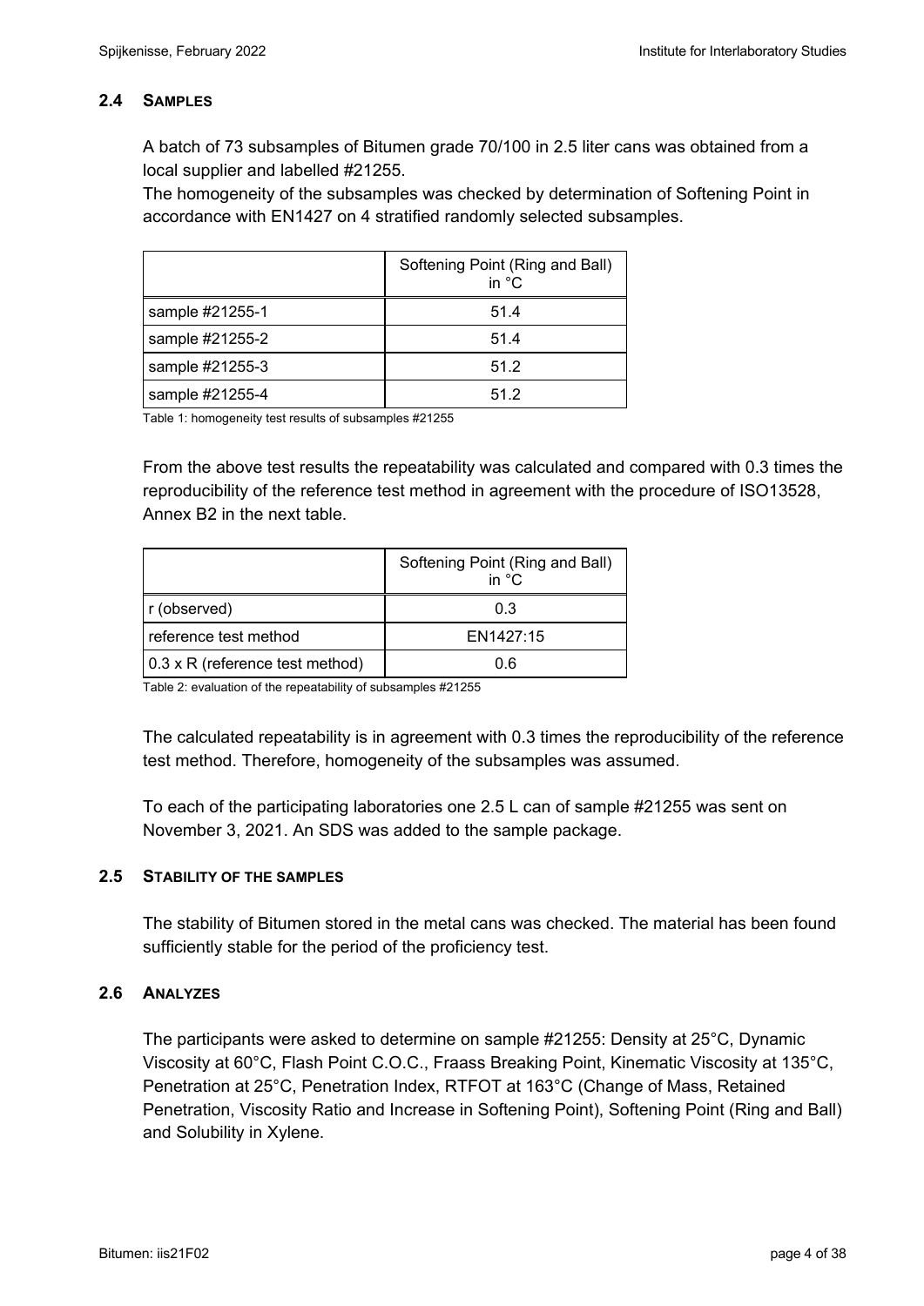### 2.4 SAMPLES

A batch of 73 subsamples of Bitumen grade 70/100 in 2.5 liter cans was obtained from a local supplier and labelled #21255.
The homogeneity of the subsamples was checked by determination of Softening Point in accordance with EN1427 on 4 stratified randomly selected subsamples.

| | Softening Point (Ring and Ball) in °C |
|---|---|
| sample #21255-1 | 51.4 |
| sample #21255-2 | 51.4 |
| sample #21255-3 | 51.2 |
| sample #21255-4 | 51.2 |

Table 1: homogeneity test results of subsamples #21255

From the above test results the repeatability was calculated and compared with 0.3 times the reproducibility of the reference test method in agreement with the procedure of ISO13528, Annex B2 in the next table.

| | Softening Point (Ring and Ball) in °C |
|---|---|
| r (observed) | 0.3 |
| reference test method | EN1427:15 |
| 0.3 x R (reference test method) | 0.6 |

Table 2: evaluation of the repeatability of subsamples #21255

The calculated repeatability is in agreement with 0.3 times the reproducibility of the reference test method. Therefore, homogeneity of the subsamples was assumed.

To each of the participating laboratories one 2.5 L can of sample #21255 was sent on November 3, 2021. An SDS was added to the sample package.

### 2.5 STABILITY OF THE SAMPLES

The stability of Bitumen stored in the metal cans was checked. The material has been found sufficiently stable for the period of the proficiency test.

### 2.6 ANALYZES

The participants were asked to determine on sample #21255: Density at 25°C, Dynamic Viscosity at 60°C, Flash Point C.O.C., Fraass Breaking Point, Kinematic Viscosity at 135°C, Penetration at 25°C, Penetration Index, RTFOT at 163°C (Change of Mass, Retained Penetration, Viscosity Ratio and Increase in Softening Point), Softening Point (Ring and Ball) and Solubility in Xylene.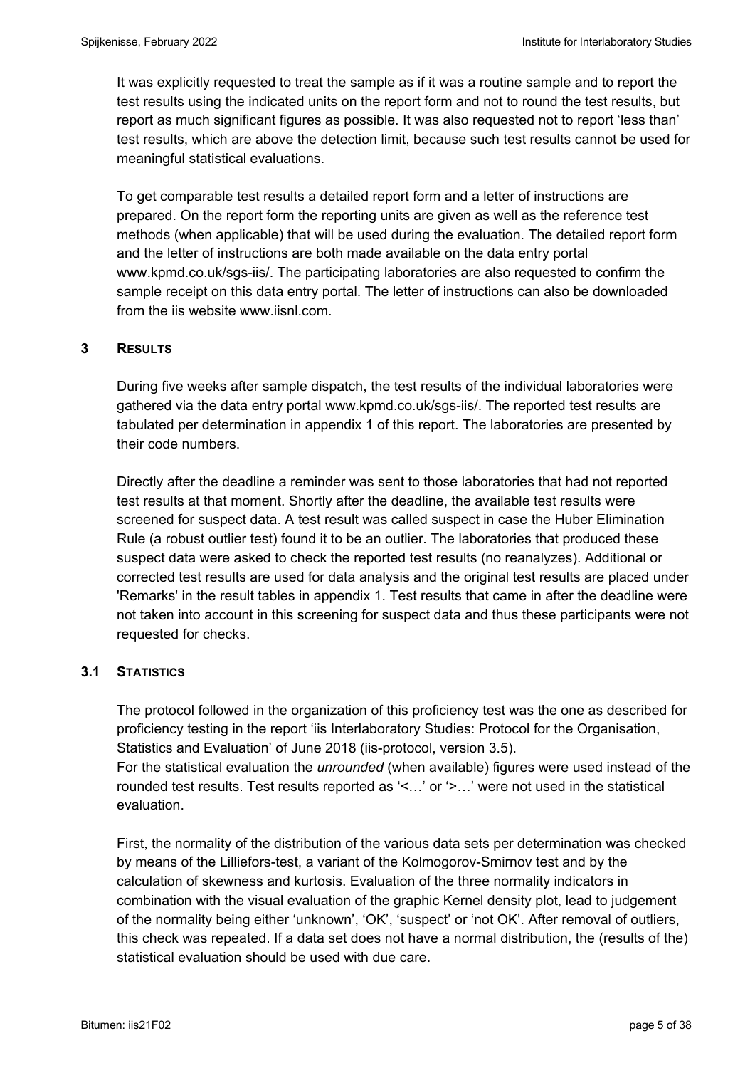It was explicitly requested to treat the sample as if it was a routine sample and to report the test results using the indicated units on the report form and not to round the test results, but report as much significant figures as possible. It was also requested not to report 'less than' test results, which are above the detection limit, because such test results cannot be used for meaningful statistical evaluations.

To get comparable test results a detailed report form and a letter of instructions are prepared. On the report form the reporting units are given as well as the reference test methods (when applicable) that will be used during the evaluation. The detailed report form and the letter of instructions are both made available on the data entry portal www.kpmd.co.uk/sgs-iis/. The participating laboratories are also requested to confirm the sample receipt on this data entry portal. The letter of instructions can also be downloaded from the iis website www.iisnl.com.

## 3 RESULTS

During five weeks after sample dispatch, the test results of the individual laboratories were gathered via the data entry portal www.kpmd.co.uk/sgs-iis/. The reported test results are tabulated per determination in appendix 1 of this report. The laboratories are presented by their code numbers.

Directly after the deadline a reminder was sent to those laboratories that had not reported test results at that moment. Shortly after the deadline, the available test results were screened for suspect data. A test result was called suspect in case the Huber Elimination Rule (a robust outlier test) found it to be an outlier. The laboratories that produced these suspect data were asked to check the reported test results (no reanalyzes). Additional or corrected test results are used for data analysis and the original test results are placed under 'Remarks' in the result tables in appendix 1. Test results that came in after the deadline were not taken into account in this screening for suspect data and thus these participants were not requested for checks.

### 3.1 STATISTICS

The protocol followed in the organization of this proficiency test was the one as described for proficiency testing in the report 'iis Interlaboratory Studies: Protocol for the Organisation, Statistics and Evaluation' of June 2018 (iis-protocol, version 3.5).
For the statistical evaluation the *unrounded* (when available) figures were used instead of the rounded test results. Test results reported as '<…' or '>…' were not used in the statistical evaluation.

First, the normality of the distribution of the various data sets per determination was checked by means of the Lilliefors-test, a variant of the Kolmogorov-Smirnov test and by the calculation of skewness and kurtosis. Evaluation of the three normality indicators in combination with the visual evaluation of the graphic Kernel density plot, lead to judgement of the normality being either 'unknown', 'OK', 'suspect' or 'not OK'. After removal of outliers, this check was repeated. If a data set does not have a normal distribution, the (results of the) statistical evaluation should be used with due care.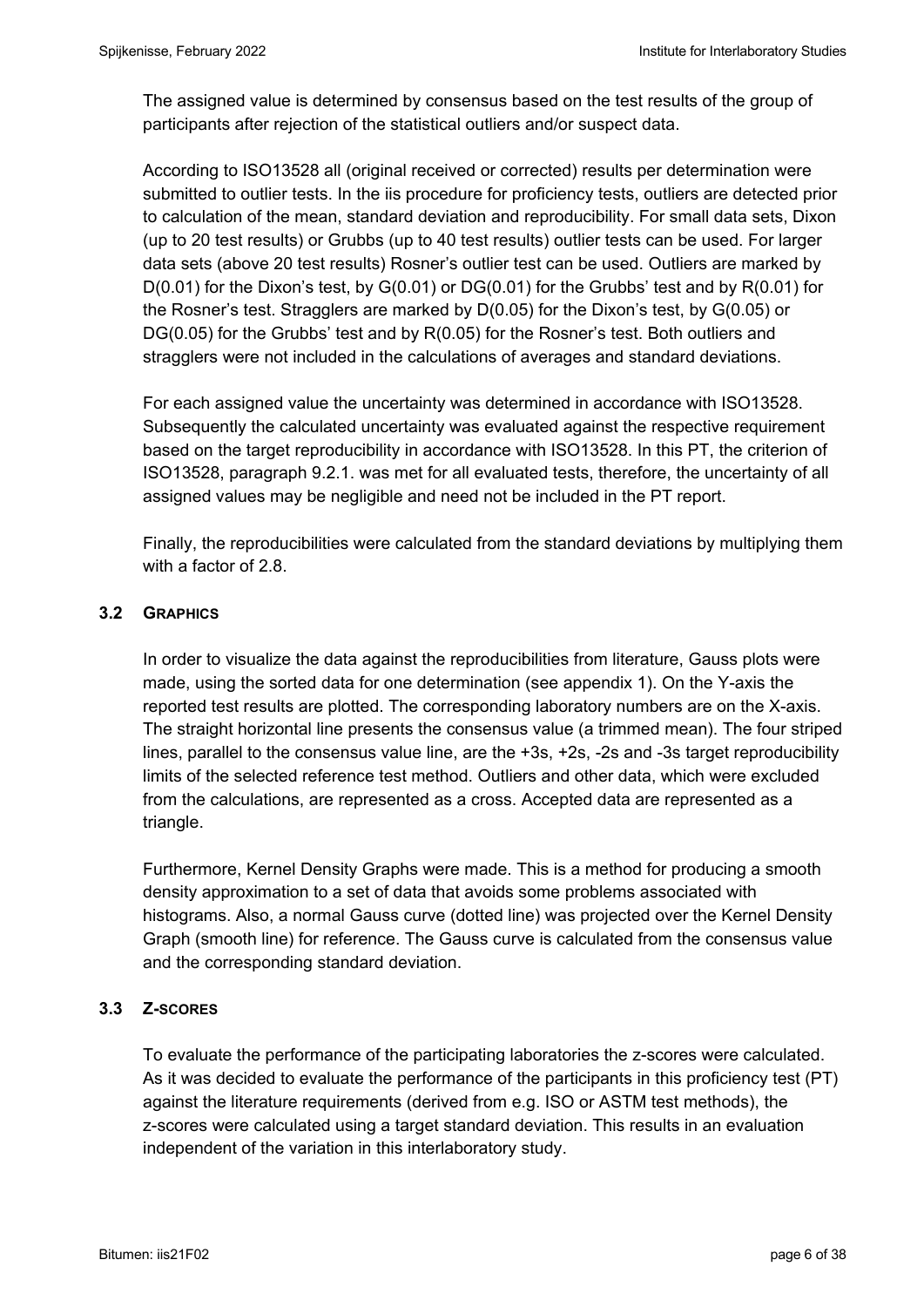The assigned value is determined by consensus based on the test results of the group of participants after rejection of the statistical outliers and/or suspect data.

According to ISO13528 all (original received or corrected) results per determination were submitted to outlier tests. In the iis procedure for proficiency tests, outliers are detected prior to calculation of the mean, standard deviation and reproducibility. For small data sets, Dixon (up to 20 test results) or Grubbs (up to 40 test results) outlier tests can be used. For larger data sets (above 20 test results) Rosner's outlier test can be used. Outliers are marked by D(0.01) for the Dixon's test, by G(0.01) or DG(0.01) for the Grubbs' test and by R(0.01) for the Rosner's test. Stragglers are marked by D(0.05) for the Dixon's test, by G(0.05) or DG(0.05) for the Grubbs' test and by R(0.05) for the Rosner's test. Both outliers and stragglers were not included in the calculations of averages and standard deviations.

For each assigned value the uncertainty was determined in accordance with ISO13528. Subsequently the calculated uncertainty was evaluated against the respective requirement based on the target reproducibility in accordance with ISO13528. In this PT, the criterion of ISO13528, paragraph 9.2.1. was met for all evaluated tests, therefore, the uncertainty of all assigned values may be negligible and need not be included in the PT report.

Finally, the reproducibilities were calculated from the standard deviations by multiplying them with a factor of 2.8.

### 3.2 GRAPHICS

In order to visualize the data against the reproducibilities from literature, Gauss plots were made, using the sorted data for one determination (see appendix 1). On the Y-axis the reported test results are plotted. The corresponding laboratory numbers are on the X-axis. The straight horizontal line presents the consensus value (a trimmed mean). The four striped lines, parallel to the consensus value line, are the +3s, +2s, -2s and -3s target reproducibility limits of the selected reference test method. Outliers and other data, which were excluded from the calculations, are represented as a cross. Accepted data are represented as a triangle.

Furthermore, Kernel Density Graphs were made. This is a method for producing a smooth density approximation to a set of data that avoids some problems associated with histograms. Also, a normal Gauss curve (dotted line) was projected over the Kernel Density Graph (smooth line) for reference. The Gauss curve is calculated from the consensus value and the corresponding standard deviation.

### 3.3 Z-SCORES

To evaluate the performance of the participating laboratories the z-scores were calculated. As it was decided to evaluate the performance of the participants in this proficiency test (PT) against the literature requirements (derived from e.g. ISO or ASTM test methods), the z-scores were calculated using a target standard deviation. This results in an evaluation independent of the variation in this interlaboratory study.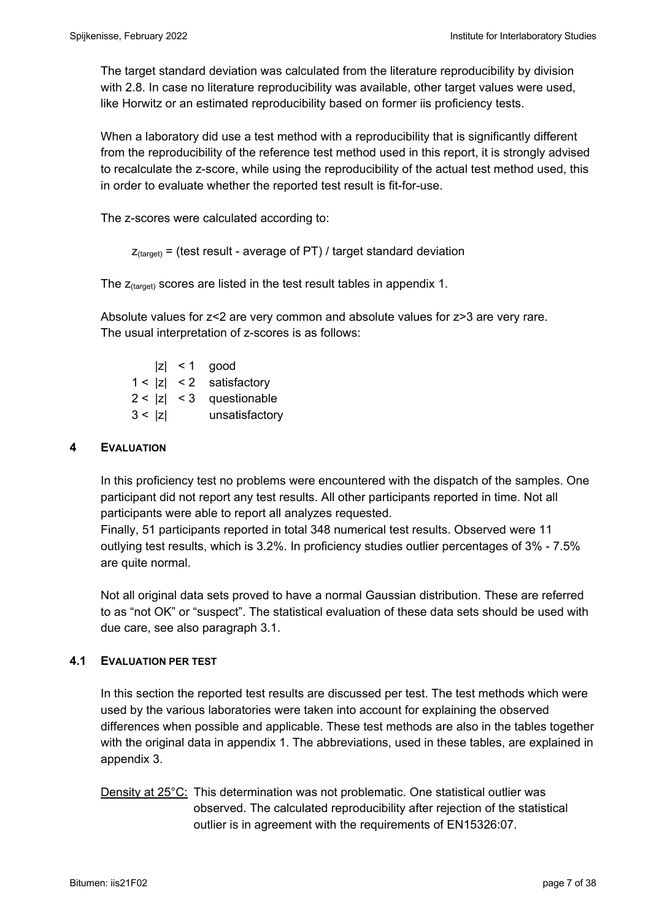The target standard deviation was calculated from the literature reproducibility by division with 2.8. In case no literature reproducibility was available, other target values were used, like Horwitz or an estimated reproducibility based on former iis proficiency tests.

When a laboratory did use a test method with a reproducibility that is significantly different from the reproducibility of the reference test method used in this report, it is strongly advised to recalculate the z-score, while using the reproducibility of the actual test method used, this in order to evaluate whether the reported test result is fit-for-use.

The z-scores were calculated according to:

$$z_{(target)} = (\text{test result - average of PT}) / \text{target standard deviation}$$

The $z_{(target)}$ scores are listed in the test result tables in appendix 1.

Absolute values for z<2 are very common and absolute values for z>3 are very rare. The usual interpretation of z-scores is as follows:

| | |
|---|---|
| $\|z\| < 1$ | good |
| $1 < \|z\| < 2$ | satisfactory |
| $2 < \|z\| < 3$ | questionable |
| $3 < \|z\|$ | unsatisfactory |

## 4 EVALUATION

In this proficiency test no problems were encountered with the dispatch of the samples. One participant did not report any test results. All other participants reported in time. Not all participants were able to report all analyzes requested.
Finally, 51 participants reported in total 348 numerical test results. Observed were 11 outlying test results, which is 3.2%. In proficiency studies outlier percentages of 3% - 7.5% are quite normal.

Not all original data sets proved to have a normal Gaussian distribution. These are referred to as "not OK" or "suspect". The statistical evaluation of these data sets should be used with due care, see also paragraph 3.1.

### 4.1 EVALUATION PER TEST

In this section the reported test results are discussed per test. The test methods which were used by the various laboratories were taken into account for explaining the observed differences when possible and applicable. These test methods are also in the tables together with the original data in appendix 1. The abbreviations, used in these tables, are explained in appendix 3.

Density at 25°C: This determination was not problematic. One statistical outlier was observed. The calculated reproducibility after rejection of the statistical outlier is in agreement with the requirements of EN15326:07.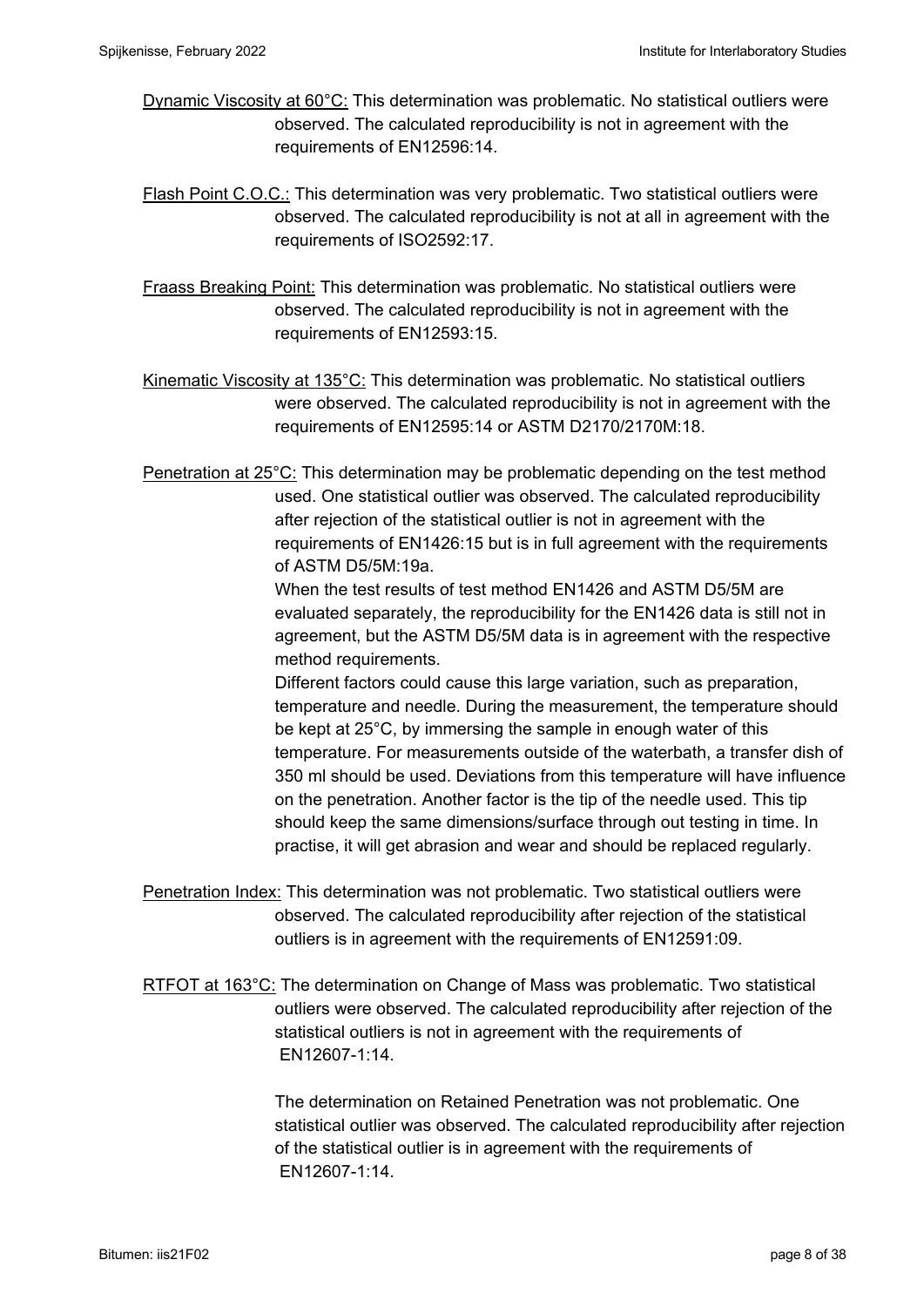Dynamic Viscosity at 60°C: This determination was problematic. No statistical outliers were observed. The calculated reproducibility is not in agreement with the requirements of EN12596:14.

Flash Point C.O.C.: This determination was very problematic. Two statistical outliers were observed. The calculated reproducibility is not at all in agreement with the requirements of ISO2592:17.

Fraass Breaking Point: This determination was problematic. No statistical outliers were observed. The calculated reproducibility is not in agreement with the requirements of EN12593:15.

Kinematic Viscosity at 135°C: This determination was problematic. No statistical outliers were observed. The calculated reproducibility is not in agreement with the requirements of EN12595:14 or ASTM D2170/2170M:18.

Penetration at 25°C: This determination may be problematic depending on the test method used. One statistical outlier was observed. The calculated reproducibility after rejection of the statistical outlier is not in agreement with the requirements of EN1426:15 but is in full agreement with the requirements of ASTM D5/5M:19a.

When the test results of test method EN1426 and ASTM D5/5M are evaluated separately, the reproducibility for the EN1426 data is still not in agreement, but the ASTM D5/5M data is in agreement with the respective method requirements.

Different factors could cause this large variation, such as preparation, temperature and needle. During the measurement, the temperature should be kept at 25°C, by immersing the sample in enough water of this temperature. For measurements outside of the waterbath, a transfer dish of 350 ml should be used. Deviations from this temperature will have influence on the penetration. Another factor is the tip of the needle used. This tip should keep the same dimensions/surface through out testing in time. In practise, it will get abrasion and wear and should be replaced regularly.

Penetration Index: This determination was not problematic. Two statistical outliers were observed. The calculated reproducibility after rejection of the statistical outliers is in agreement with the requirements of EN12591:09.

RTFOT at 163°C: The determination on Change of Mass was problematic. Two statistical outliers were observed. The calculated reproducibility after rejection of the statistical outliers is not in agreement with the requirements of EN12607-1:14.

The determination on Retained Penetration was not problematic. One statistical outlier was observed. The calculated reproducibility after rejection of the statistical outlier is in agreement with the requirements of EN12607-1:14.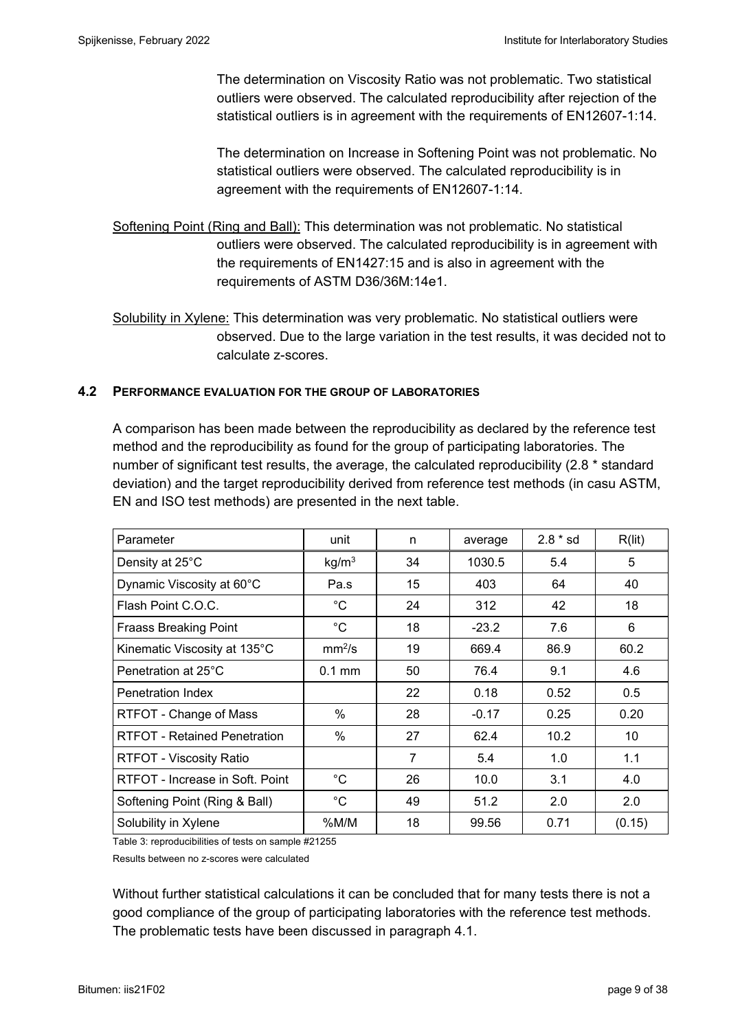The determination on Viscosity Ratio was not problematic. Two statistical outliers were observed. The calculated reproducibility after rejection of the statistical outliers is in agreement with the requirements of EN12607-1:14.

The determination on Increase in Softening Point was not problematic. No statistical outliers were observed. The calculated reproducibility is in agreement with the requirements of EN12607-1:14.

Softening Point (Ring and Ball): This determination was not problematic. No statistical outliers were observed. The calculated reproducibility is in agreement with the requirements of EN1427:15 and is also in agreement with the requirements of ASTM D36/36M:14e1.

Solubility in Xylene: This determination was very problematic. No statistical outliers were observed. Due to the large variation in the test results, it was decided not to calculate z-scores.

### 4.2 PERFORMANCE EVALUATION FOR THE GROUP OF LABORATORIES

A comparison has been made between the reproducibility as declared by the reference test method and the reproducibility as found for the group of participating laboratories. The number of significant test results, the average, the calculated reproducibility (2.8 * standard deviation) and the target reproducibility derived from reference test methods (in casu ASTM, EN and ISO test methods) are presented in the next table.

| Parameter | unit | n | average | 2.8 * sd | R(lit) |
|---|---|---|---|---|---|
| Density at 25°C | kg/m$^3$ | 34 | 1030.5 | 5.4 | 5 |
| Dynamic Viscosity at 60°C | Pa.s | 15 | 403 | 64 | 40 |
| Flash Point C.O.C. | °C | 24 | 312 | 42 | 18 |
| Fraass Breaking Point | °C | 18 | -23.2 | 7.6 | 6 |
| Kinematic Viscosity at 135°C | mm$^2$/s | 19 | 669.4 | 86.9 | 60.2 |
| Penetration at 25°C | 0.1 mm | 50 | 76.4 | 9.1 | 4.6 |
| Penetration Index | | 22 | 0.18 | 0.52 | 0.5 |
| RTFOT - Change of Mass | % | 28 | -0.17 | 0.25 | 0.20 |
| RTFOT - Retained Penetration | % | 27 | 62.4 | 10.2 | 10 |
| RTFOT - Viscosity Ratio | | 7 | 5.4 | 1.0 | 1.1 |
| RTFOT - Increase in Soft. Point | °C | 26 | 10.0 | 3.1 | 4.0 |
| Softening Point (Ring & Ball) | °C | 49 | 51.2 | 2.0 | 2.0 |
| Solubility in Xylene | %M/M | 18 | 99.56 | 0.71 | (0.15) |

Table 3: reproducibilities of tests on sample #21255

Results between no z-scores were calculated

Without further statistical calculations it can be concluded that for many tests there is not a good compliance of the group of participating laboratories with the reference test methods. The problematic tests have been discussed in paragraph 4.1.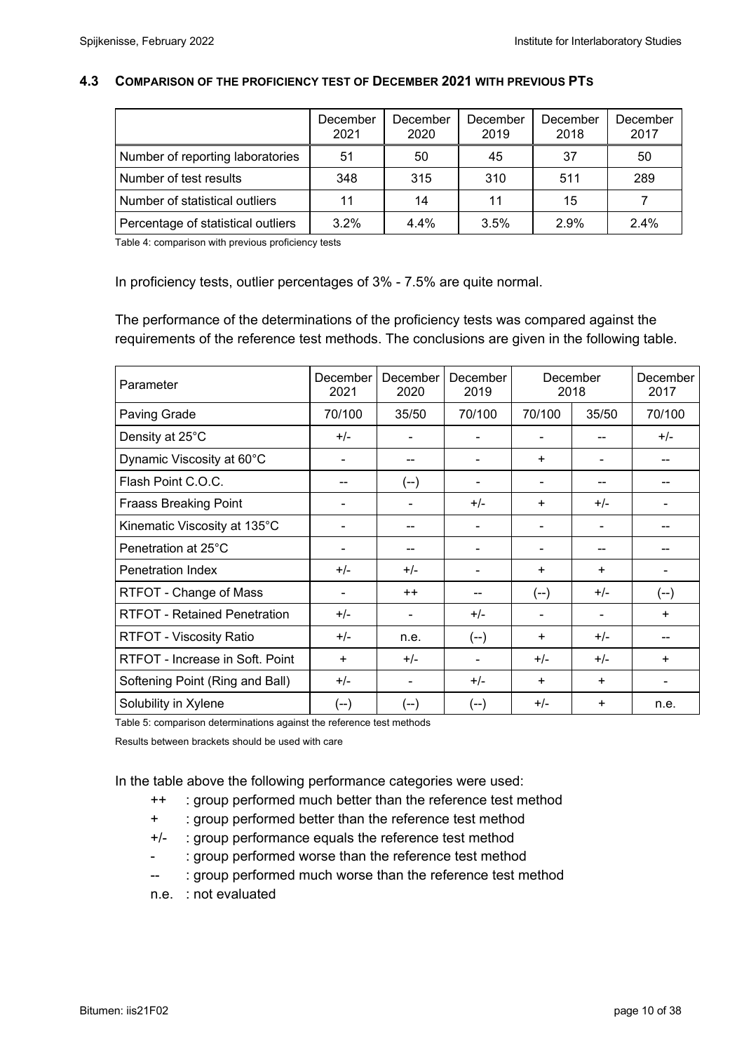### 4.3 COMPARISON OF THE PROFICIENCY TEST OF DECEMBER 2021 WITH PREVIOUS PTS

| | December 2021 | December 2020 | December 2019 | December 2018 | December 2017 |
|---|---|---|---|---|---|
| Number of reporting laboratories | 51 | 50 | 45 | 37 | 50 |
| Number of test results | 348 | 315 | 310 | 511 | 289 |
| Number of statistical outliers | 11 | 14 | 11 | 15 | 7 |
| Percentage of statistical outliers | 3.2% | 4.4% | 3.5% | 2.9% | 2.4% |

Table 4: comparison with previous proficiency tests

In proficiency tests, outlier percentages of 3% - 7.5% are quite normal.

The performance of the determinations of the proficiency tests was compared against the requirements of the reference test methods. The conclusions are given in the following table.

| Parameter | December 2021 | December 2020 | December 2019 | December 2018 | | December 2017 |
|---|---|---|---|---|---|---|
| Paving Grade | 70/100 | 35/50 | 70/100 | 70/100 | 35/50 | 70/100 |
| Density at 25°C | +/- | - | - | - | -- | +/- |
| Dynamic Viscosity at 60°C | - | -- | - | + | - | -- |
| Flash Point C.O.C. | -- | (--) | - | - | -- | -- |
| Fraass Breaking Point | - | - | +/- | + | +/- | - |
| Kinematic Viscosity at 135°C | - | -- | - | - | - | -- |
| Penetration at 25°C | - | -- | - | - | -- | -- |
| Penetration Index | +/- | +/- | - | + | + | - |
| RTFOT - Change of Mass | - | ++ | -- | (--) | +/- | (--) |
| RTFOT - Retained Penetration | +/- | - | +/- | - | - | + |
| RTFOT - Viscosity Ratio | +/- | n.e. | (--) | + | +/- | -- |
| RTFOT - Increase in Soft. Point | + | +/- | - | +/- | +/- | + |
| Softening Point (Ring and Ball) | +/- | - | +/- | + | + | - |
| Solubility in Xylene | (--) | (--) | (--) | +/- | + | n.e. |

Table 5: comparison determinations against the reference test methods

Results between brackets should be used with care

In the table above the following performance categories were used:

- ++ : group performed much better than the reference test method
- \+ : group performed better than the reference test method
- +/- : group performance equals the reference test method
- \- : group performed worse than the reference test method
- -- : group performed much worse than the reference test method
- n.e. : not evaluated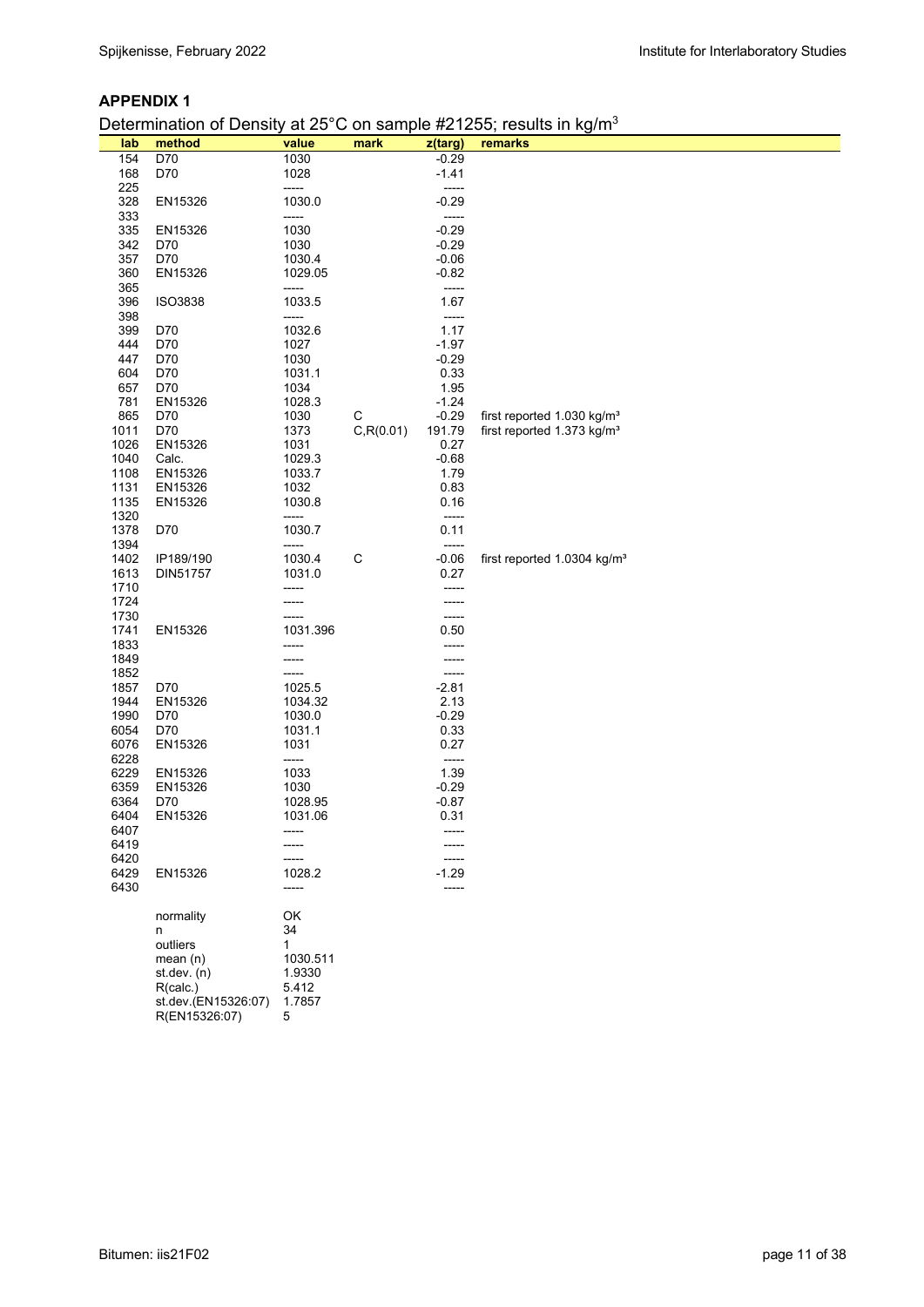## APPENDIX 1

Determination of Density at 25°C on sample #21255; results in kg/m$^3$

| lab | method | value | mark | z(targ) | remarks |
|---|---|---|---|---|---|
| 154 | D70 | 1030 | | -0.29 | |
| 168 | D70 | 1028 | | -1.41 | |
| 225 | | ----- | | ----- | |
| 328 | EN15326 | 1030.0 | | -0.29 | |
| 333 | | ----- | | ----- | |
| 335 | EN15326 | 1030 | | -0.29 | |
| 342 | D70 | 1030 | | -0.29 | |
| 357 | D70 | 1030.4 | | -0.06 | |
| 360 | EN15326 | 1029.05 | | -0.82 | |
| 365 | | ----- | | ----- | |
| 396 | ISO3838 | 1033.5 | | 1.67 | |
| 398 | | ----- | | ----- | |
| 399 | D70 | 1032.6 | | 1.17 | |
| 444 | D70 | 1027 | | -1.97 | |
| 447 | D70 | 1030 | | -0.29 | |
| 604 | D70 | 1031.1 | | 0.33 | |
| 657 | D70 | 1034 | | 1.95 | |
| 781 | EN15326 | 1028.3 | | -1.24 | |
| 865 | D70 | 1030 | C | -0.29 | first reported 1.030 kg/m³ |
| 1011 | D70 | 1373 | C,R(0.01) | 191.79 | first reported 1.373 kg/m³ |
| 1026 | EN15326 | 1031 | | 0.27 | |
| 1040 | Calc. | 1029.3 | | -0.68 | |
| 1108 | EN15326 | 1033.7 | | 1.79 | |
| 1131 | EN15326 | 1032 | | 0.83 | |
| 1135 | EN15326 | 1030.8 | | 0.16 | |
| 1320 | | ----- | | ----- | |
| 1378 | D70 | 1030.7 | | 0.11 | |
| 1394 | | ----- | | ----- | |
| 1402 | IP189/190 | 1030.4 | C | -0.06 | first reported 1.0304 kg/m³ |
| 1613 | DIN51757 | 1031.0 | | 0.27 | |
| 1710 | | ----- | | ----- | |
| 1724 | | ----- | | ----- | |
| 1730 | | ----- | | ----- | |
| 1741 | EN15326 | 1031.396 | | 0.50 | |
| 1833 | | ----- | | ----- | |
| 1849 | | ----- | | ----- | |
| 1852 | | ----- | | ----- | |
| 1857 | D70 | 1025.5 | | -2.81 | |
| 1944 | EN15326 | 1034.32 | | 2.13 | |
| 1990 | D70 | 1030.0 | | -0.29 | |
| 6054 | D70 | 1031.1 | | 0.33 | |
| 6076 | EN15326 | 1031 | | 0.27 | |
| 6228 | | ----- | | ----- | |
| 6229 | EN15326 | 1033 | | 1.39 | |
| 6359 | EN15326 | 1030 | | -0.29 | |
| 6364 | D70 | 1028.95 | | -0.87 | |
| 6404 | EN15326 | 1031.06 | | 0.31 | |
| 6407 | | ----- | | ----- | |
| 6419 | | ----- | | ----- | |
| 6420 | | ----- | | ----- | |
| 6429 | EN15326 | 1028.2 | | -1.29 | |
| 6430 | | ----- | | ----- | |

| | |
|---|---|
| normality | OK |
| n | 34 |
| outliers | 1 |
| mean (n) | 1030.511 |
| st.dev. (n) | 1.9330 |
| R(calc.) | 5.412 |
| st.dev.(EN15326:07) | 1.7857 |
| R(EN15326:07) | 5 |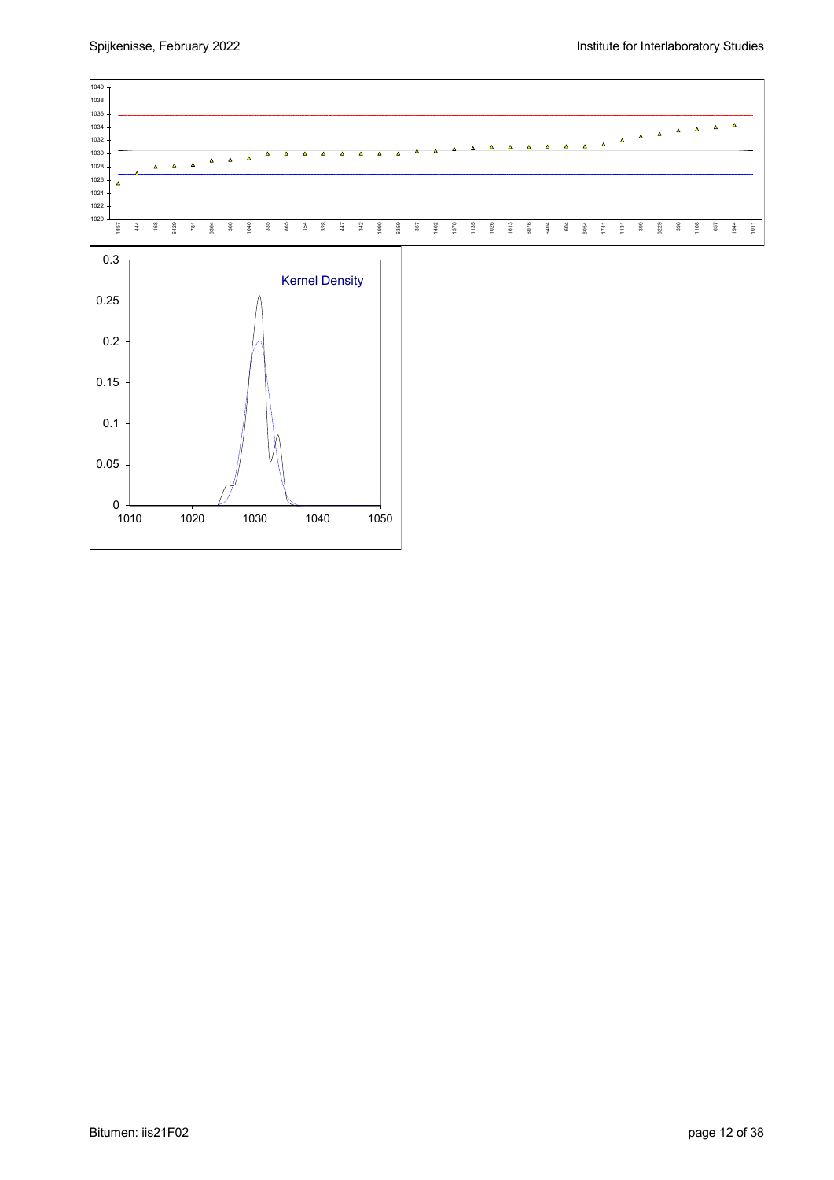1040
1038
1036
1034
1032
1030
1028
1026
1024
1022
1020

1857 444 168 6429 781 6364 360 1040 335 865 154 328 447 342 1990 6359 357 1402 1378 1135 1026 1613 6076 6404 604 6054 1741 1131 399 6229 396 1108 657 1944 1011

Kernel Density

0.3
0.25
0.2
0.15
0.1
0.05
0

1010 1020 1030 1040 1050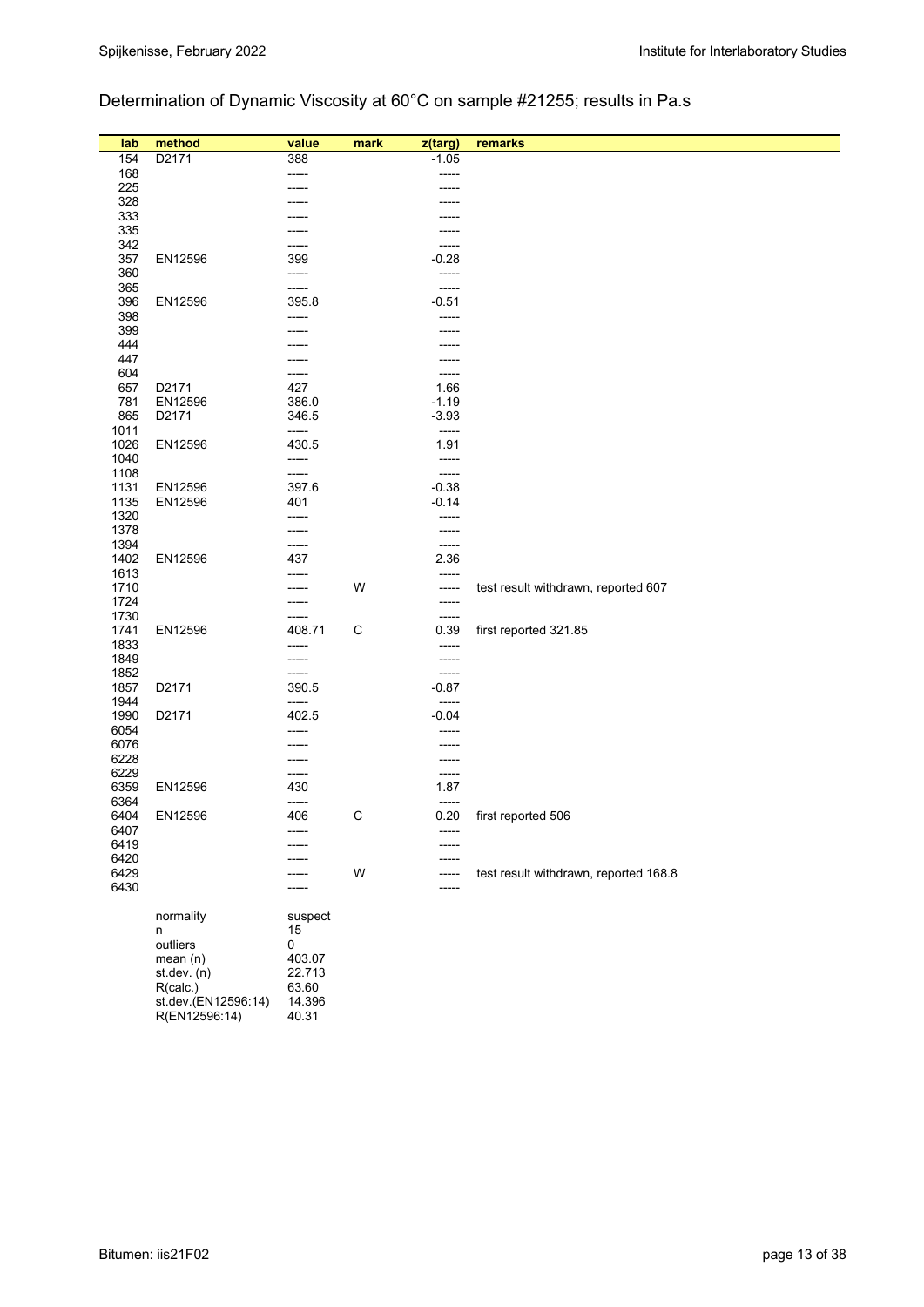## Determination of Dynamic Viscosity at 60°C on sample #21255; results in Pa.s

| lab | method | value | mark | z(targ) | remarks |
|---|---|---|---|---|---|
| 154 | D2171 | 388 | | -1.05 | |
| 168 | | ----- | | ----- | |
| 225 | | ----- | | ----- | |
| 328 | | ----- | | ----- | |
| 333 | | ----- | | ----- | |
| 335 | | ----- | | ----- | |
| 342 | | ----- | | ----- | |
| 357 | EN12596 | 399 | | -0.28 | |
| 360 | | ----- | | ----- | |
| 365 | | ----- | | ----- | |
| 396 | EN12596 | 395.8 | | -0.51 | |
| 398 | | ----- | | ----- | |
| 399 | | ----- | | ----- | |
| 444 | | ----- | | ----- | |
| 447 | | ----- | | ----- | |
| 604 | | ----- | | ----- | |
| 657 | D2171 | 427 | | 1.66 | |
| 781 | EN12596 | 386.0 | | -1.19 | |
| 865 | D2171 | 346.5 | | -3.93 | |
| 1011 | | ----- | | ----- | |
| 1026 | EN12596 | 430.5 | | 1.91 | |
| 1040 | | ----- | | ----- | |
| 1108 | | ----- | | ----- | |
| 1131 | EN12596 | 397.6 | | -0.38 | |
| 1135 | EN12596 | 401 | | -0.14 | |
| 1320 | | ----- | | ----- | |
| 1378 | | ----- | | ----- | |
| 1394 | | ----- | | ----- | |
| 1402 | EN12596 | 437 | | 2.36 | |
| 1613 | | ----- | | ----- | |
| 1710 | | ----- | W | ----- | test result withdrawn, reported 607 |
| 1724 | | ----- | | ----- | |
| 1730 | | ----- | | ----- | |
| 1741 | EN12596 | 408.71 | C | 0.39 | first reported 321.85 |
| 1833 | | ----- | | ----- | |
| 1849 | | ----- | | ----- | |
| 1852 | | ----- | | ----- | |
| 1857 | D2171 | 390.5 | | -0.87 | |
| 1944 | | ----- | | ----- | |
| 1990 | D2171 | 402.5 | | -0.04 | |
| 6054 | | ----- | | ----- | |
| 6076 | | ----- | | ----- | |
| 6228 | | ----- | | ----- | |
| 6229 | | ----- | | ----- | |
| 6359 | EN12596 | 430 | | 1.87 | |
| 6364 | | ----- | | ----- | |
| 6404 | EN12596 | 406 | C | 0.20 | first reported 506 |
| 6407 | | ----- | | ----- | |
| 6419 | | ----- | | ----- | |
| 6420 | | ----- | | ----- | |
| 6429 | | ----- | W | ----- | test result withdrawn, reported 168.8 |
| 6430 | | ----- | | ----- | |
| | normality | suspect | | | |
| | n | 15 | | | |
| | outliers | 0 | | | |
| | mean (n) | 403.07 | | | |
| | st.dev. (n) | 22.713 | | | |
| | R(calc.) | 63.60 | | | |
| | st.dev.(EN12596:14) | 14.396 | | | |
| | R(EN12596:14) | 40.31 | | | |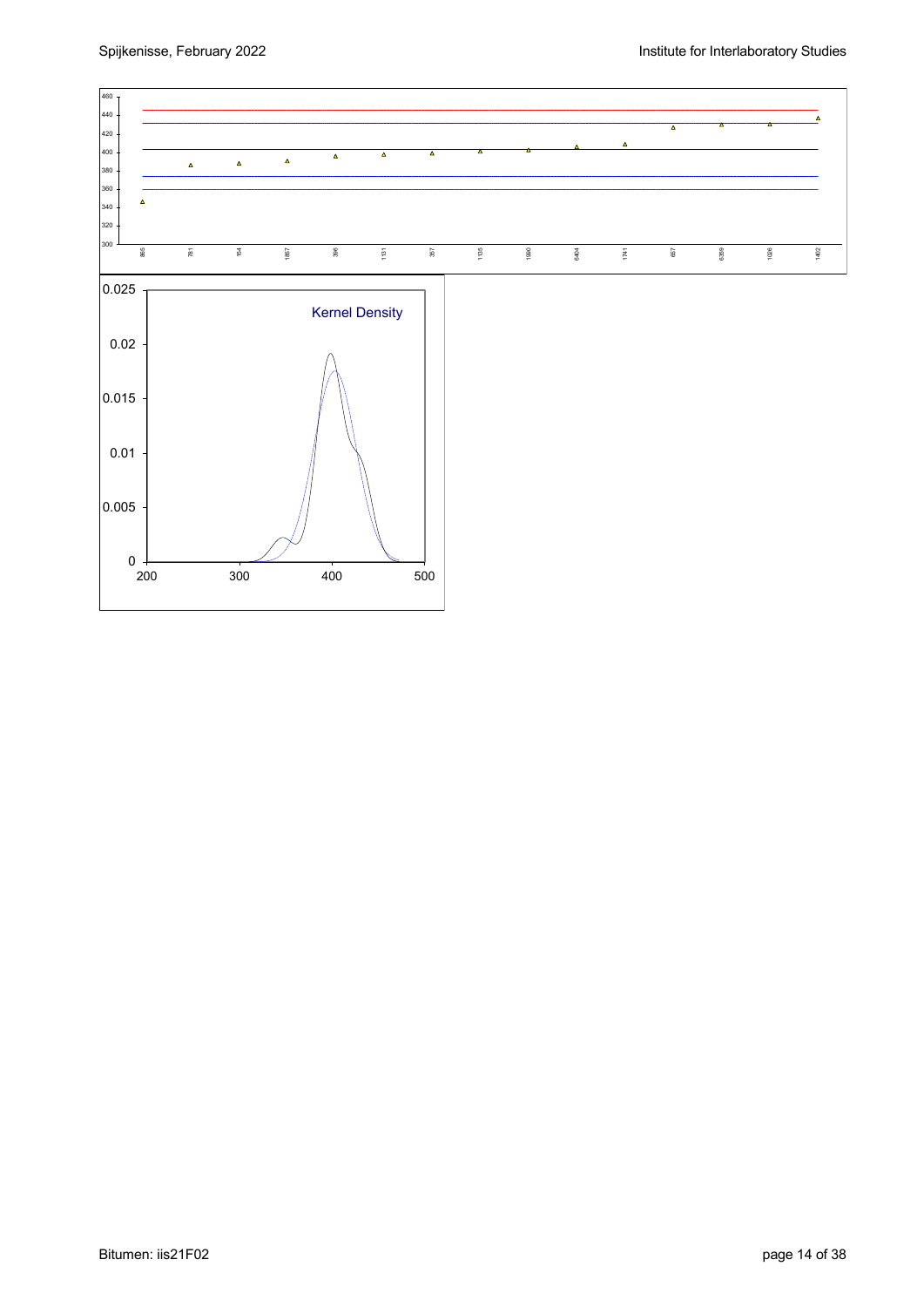Kernel Density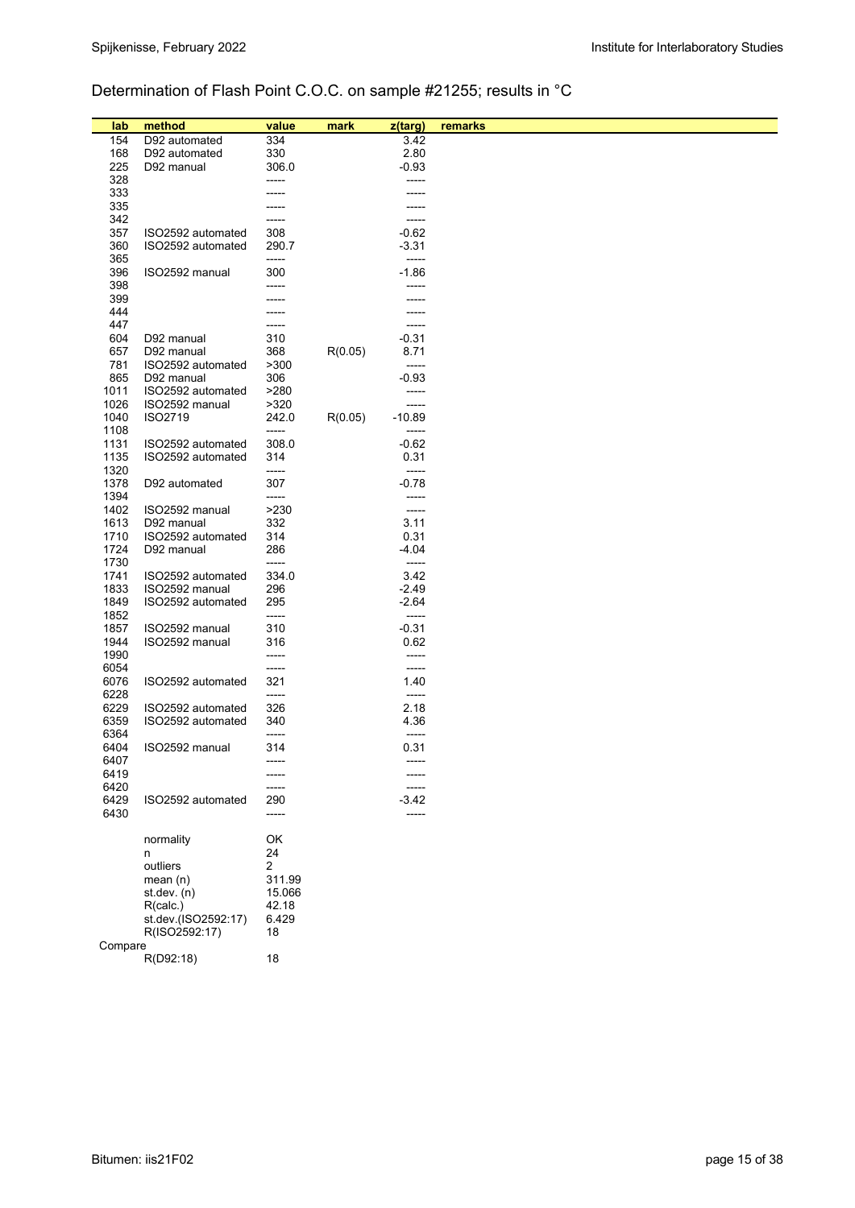## Determination of Flash Point C.O.C. on sample #21255; results in °C

| lab | method | value | mark | z(targ) | remarks |
|---|---|---|---|---|---|
| 154 | D92 automated | 334 | | 3.42 | |
| 168 | D92 automated | 330 | | 2.80 | |
| 225 | D92 manual | 306.0 | | -0.93 | |
| 328 | | ----- | | ----- | |
| 333 | | ----- | | ----- | |
| 335 | | ----- | | ----- | |
| 342 | | ----- | | ----- | |
| 357 | ISO2592 automated | 308 | | -0.62 | |
| 360 | ISO2592 automated | 290.7 | | -3.31 | |
| 365 | | ----- | | ----- | |
| 396 | ISO2592 manual | 300 | | -1.86 | |
| 398 | | ----- | | ----- | |
| 399 | | ----- | | ----- | |
| 444 | | ----- | | ----- | |
| 447 | | ----- | | ----- | |
| 604 | D92 manual | 310 | | -0.31 | |
| 657 | D92 manual | 368 | R(0.05) | 8.71 | |
| 781 | ISO2592 automated | >300 | | ----- | |
| 865 | D92 manual | 306 | | -0.93 | |
| 1011 | ISO2592 automated | >280 | | ----- | |
| 1026 | ISO2592 manual | >320 | | ----- | |
| 1040 | ISO2719 | 242.0 | R(0.05) | -10.89 | |
| 1108 | | ----- | | ----- | |
| 1131 | ISO2592 automated | 308.0 | | -0.62 | |
| 1135 | ISO2592 automated | 314 | | 0.31 | |
| 1320 | | ----- | | ----- | |
| 1378 | D92 automated | 307 | | -0.78 | |
| 1394 | | ----- | | ----- | |
| 1402 | ISO2592 manual | >230 | | ----- | |
| 1613 | D92 manual | 332 | | 3.11 | |
| 1710 | ISO2592 automated | 314 | | 0.31 | |
| 1724 | D92 manual | 286 | | -4.04 | |
| 1730 | | ----- | | ----- | |
| 1741 | ISO2592 automated | 334.0 | | 3.42 | |
| 1833 | ISO2592 manual | 296 | | -2.49 | |
| 1849 | ISO2592 automated | 295 | | -2.64 | |
| 1852 | | ----- | | ----- | |
| 1857 | ISO2592 manual | 310 | | -0.31 | |
| 1944 | ISO2592 manual | 316 | | 0.62 | |
| 1990 | | ----- | | ----- | |
| 6054 | | ----- | | ----- | |
| 6076 | ISO2592 automated | 321 | | 1.40 | |
| 6228 | | ----- | | ----- | |
| 6229 | ISO2592 automated | 326 | | 2.18 | |
| 6359 | ISO2592 automated | 340 | | 4.36 | |
| 6364 | | ----- | | ----- | |
| 6404 | ISO2592 manual | 314 | | 0.31 | |
| 6407 | | ----- | | ----- | |
| 6419 | | ----- | | ----- | |
| 6420 | | ----- | | ----- | |
| 6429 | ISO2592 automated | 290 | | -3.42 | |
| 6430 | | ----- | | ----- | |
| | normality | OK | | | |
| | n | 24 | | | |
| | outliers | 2 | | | |
| | mean (n) | 311.99 | | | |
| | st.dev. (n) | 15.066 | | | |
| | R(calc.) | 42.18 | | | |
| | st.dev.(ISO2592:17) | 6.429 | | | |
| | R(ISO2592:17) | 18 | | | |
| Compare | | | | | |
| | R(D92:18) | 18 | | | |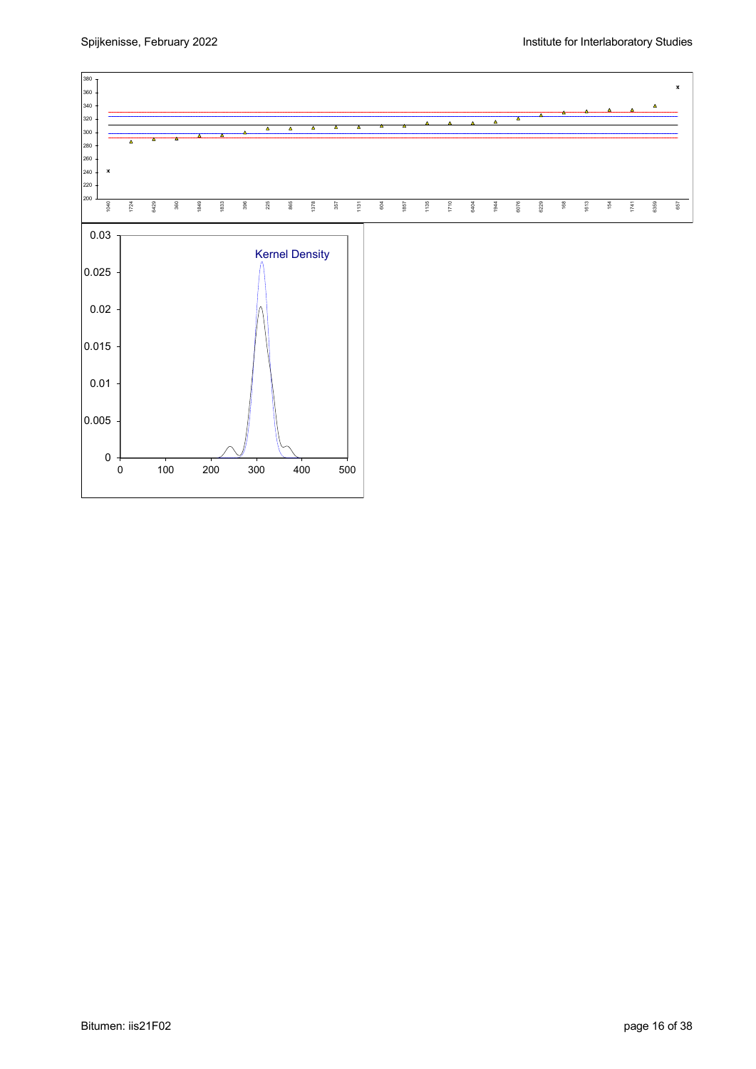Kernel Density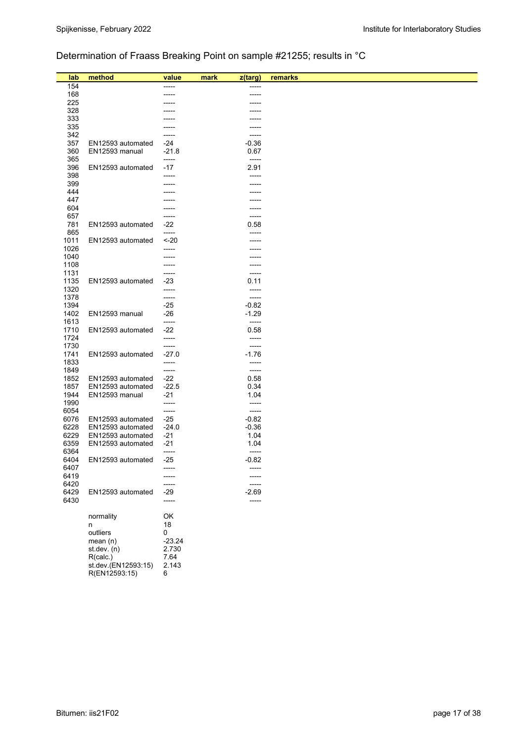## Determination of Fraass Breaking Point on sample #21255; results in °C

| lab | method | value | mark | z(targ) | remarks |
|---|---|---|---|---|---|
| 154 | | ----- | | ----- | |
| 168 | | ----- | | ----- | |
| 225 | | ----- | | ----- | |
| 328 | | ----- | | ----- | |
| 333 | | ----- | | ----- | |
| 335 | | ----- | | ----- | |
| 342 | | ----- | | ----- | |
| 357 | EN12593 automated | -24 | | -0.36 | |
| 360 | EN12593 manual | -21.8 | | 0.67 | |
| 365 | | ----- | | ----- | |
| 396 | EN12593 automated | -17 | | 2.91 | |
| 398 | | ----- | | ----- | |
| 399 | | ----- | | ----- | |
| 444 | | ----- | | ----- | |
| 447 | | ----- | | ----- | |
| 604 | | ----- | | ----- | |
| 657 | | ----- | | ----- | |
| 781 | EN12593 automated | -22 | | 0.58 | |
| 865 | | ----- | | ----- | |
| 1011 | EN12593 automated | <-20 | | ----- | |
| 1026 | | ----- | | ----- | |
| 1040 | | ----- | | ----- | |
| 1108 | | ----- | | ----- | |
| 1131 | | ----- | | ----- | |
| 1135 | EN12593 automated | -23 | | 0.11 | |
| 1320 | | ----- | | ----- | |
| 1378 | | ----- | | ----- | |
| 1394 | | -25 | | -0.82 | |
| 1402 | EN12593 manual | -26 | | -1.29 | |
| 1613 | | ----- | | ----- | |
| 1710 | EN12593 automated | -22 | | 0.58 | |
| 1724 | | ----- | | ----- | |
| 1730 | | ----- | | ----- | |
| 1741 | EN12593 automated | -27.0 | | -1.76 | |
| 1833 | | ----- | | ----- | |
| 1849 | | ----- | | ----- | |
| 1852 | EN12593 automated | -22 | | 0.58 | |
| 1857 | EN12593 automated | -22.5 | | 0.34 | |
| 1944 | EN12593 manual | -21 | | 1.04 | |
| 1990 | | ----- | | ----- | |
| 6054 | | ----- | | ----- | |
| 6076 | EN12593 automated | -25 | | -0.82 | |
| 6228 | EN12593 automated | -24.0 | | -0.36 | |
| 6229 | EN12593 automated | -21 | | 1.04 | |
| 6359 | EN12593 automated | -21 | | 1.04 | |
| 6364 | | ----- | | ----- | |
| 6404 | EN12593 automated | -25 | | -0.82 | |
| 6407 | | ----- | | ----- | |
| 6419 | | ----- | | ----- | |
| 6420 | | ----- | | ----- | |
| 6429 | EN12593 automated | -29 | | -2.69 | |
| 6430 | | ----- | | ----- | |

| | |
|---|---|
| normality | OK |
| n | 18 |
| outliers | 0 |
| mean (n) | -23.24 |
| st.dev. (n) | 2.730 |
| R(calc.) | 7.64 |
| st.dev.(EN12593:15) | 2.143 |
| R(EN12593:15) | 6 |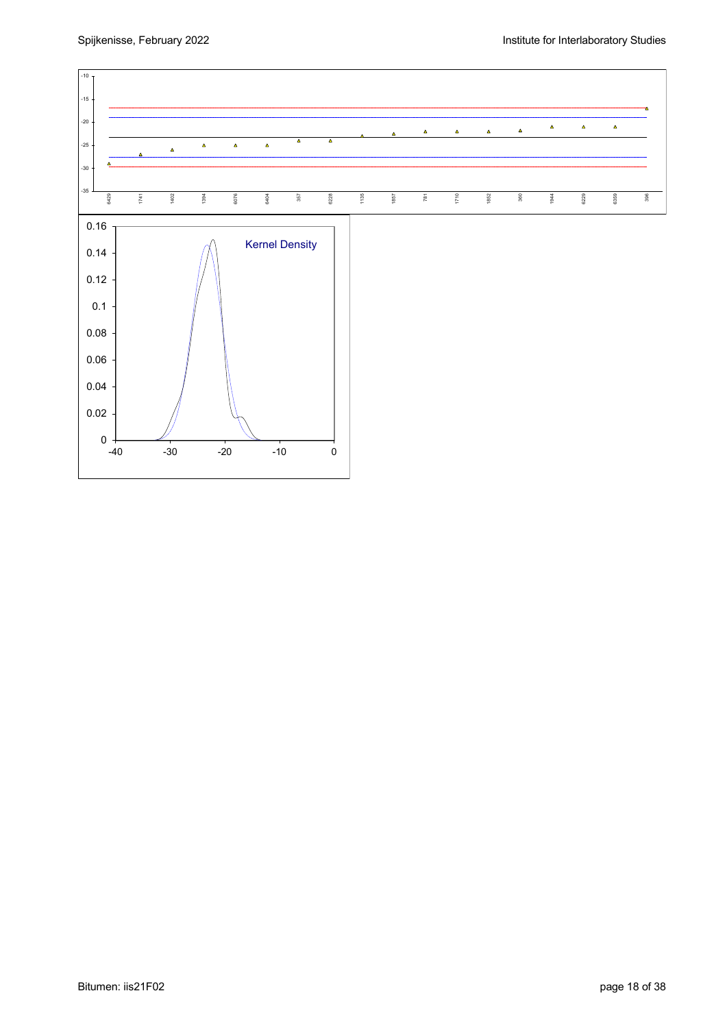Kernel Density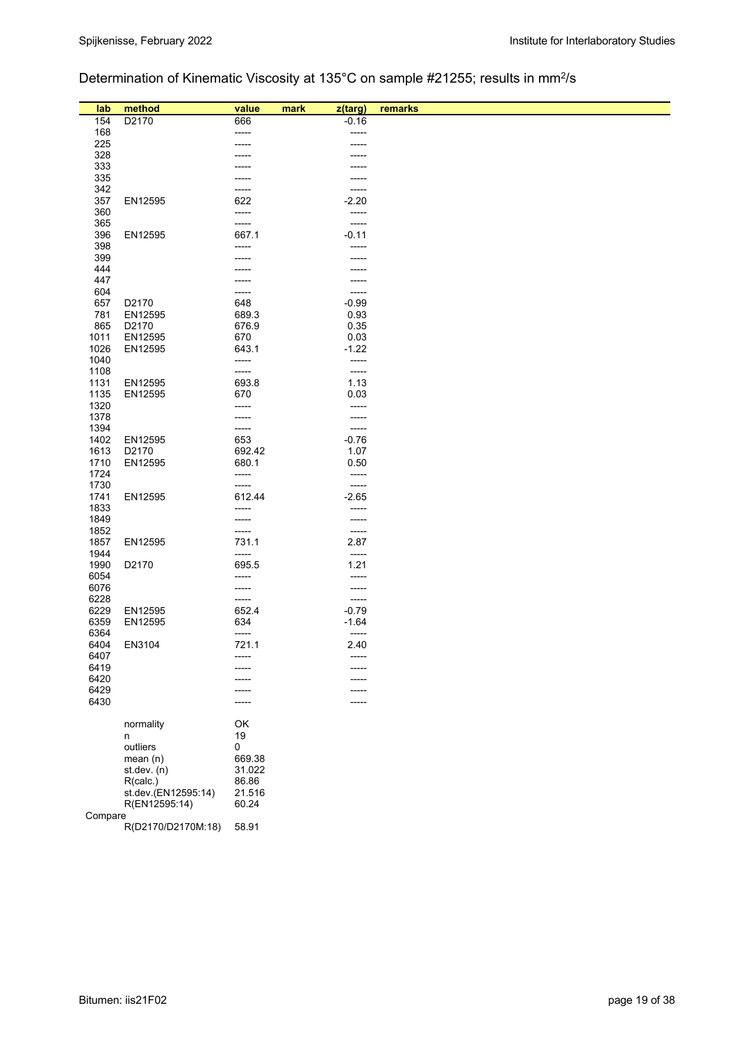Determination of Kinematic Viscosity at 135°C on sample #21255; results in $mm^2/s$

| lab | method | value | mark | z(targ) | remarks |
|---|---|---|---|---|---|
| 154 | D2170 | 666 | | -0.16 | |
| 168 | | ----- | | ----- | |
| 225 | | ----- | | ----- | |
| 328 | | ----- | | ----- | |
| 333 | | ----- | | ----- | |
| 335 | | ----- | | ----- | |
| 342 | | ----- | | ----- | |
| 357 | EN12595 | 622 | | -2.20 | |
| 360 | | ----- | | ----- | |
| 365 | | ----- | | ----- | |
| 396 | EN12595 | 667.1 | | -0.11 | |
| 398 | | ----- | | ----- | |
| 399 | | ----- | | ----- | |
| 444 | | ----- | | ----- | |
| 447 | | ----- | | ----- | |
| 604 | | ----- | | ----- | |
| 657 | D2170 | 648 | | -0.99 | |
| 781 | EN12595 | 689.3 | | 0.93 | |
| 865 | D2170 | 676.9 | | 0.35 | |
| 1011 | EN12595 | 670 | | 0.03 | |
| 1026 | EN12595 | 643.1 | | -1.22 | |
| 1040 | | ----- | | ----- | |
| 1108 | | ----- | | ----- | |
| 1131 | EN12595 | 693.8 | | 1.13 | |
| 1135 | EN12595 | 670 | | 0.03 | |
| 1320 | | ----- | | ----- | |
| 1378 | | ----- | | ----- | |
| 1394 | | ----- | | ----- | |
| 1402 | EN12595 | 653 | | -0.76 | |
| 1613 | D2170 | 692.42 | | 1.07 | |
| 1710 | EN12595 | 680.1 | | 0.50 | |
| 1724 | | ----- | | ----- | |
| 1730 | | ----- | | ----- | |
| 1741 | EN12595 | 612.44 | | -2.65 | |
| 1833 | | ----- | | ----- | |
| 1849 | | ----- | | ----- | |
| 1852 | | ----- | | ----- | |
| 1857 | EN12595 | 731.1 | | 2.87 | |
| 1944 | | ----- | | ----- | |
| 1990 | D2170 | 695.5 | | 1.21 | |
| 6054 | | ----- | | ----- | |
| 6076 | | ----- | | ----- | |
| 6228 | | ----- | | ----- | |
| 6229 | EN12595 | 652.4 | | -0.79 | |
| 6359 | EN12595 | 634 | | -1.64 | |
| 6364 | | ----- | | ----- | |
| 6404 | EN3104 | 721.1 | | 2.40 | |
| 6407 | | ----- | | ----- | |
| 6419 | | ----- | | ----- | |
| 6420 | | ----- | | ----- | |
| 6429 | | ----- | | ----- | |
| 6430 | | ----- | | ----- | |

| | | |
|---|---|---|
| | normality | OK |
| | n | 19 |
| | outliers | 0 |
| | mean (n) | 669.38 |
| | st.dev. (n) | 31.022 |
| | R(calc.) | 86.86 |
| | st.dev.(EN12595:14) | 21.516 |
| | R(EN12595:14) | 60.24 |
| Compare | | |
| | R(D2170/D2170M:18) | 58.91 |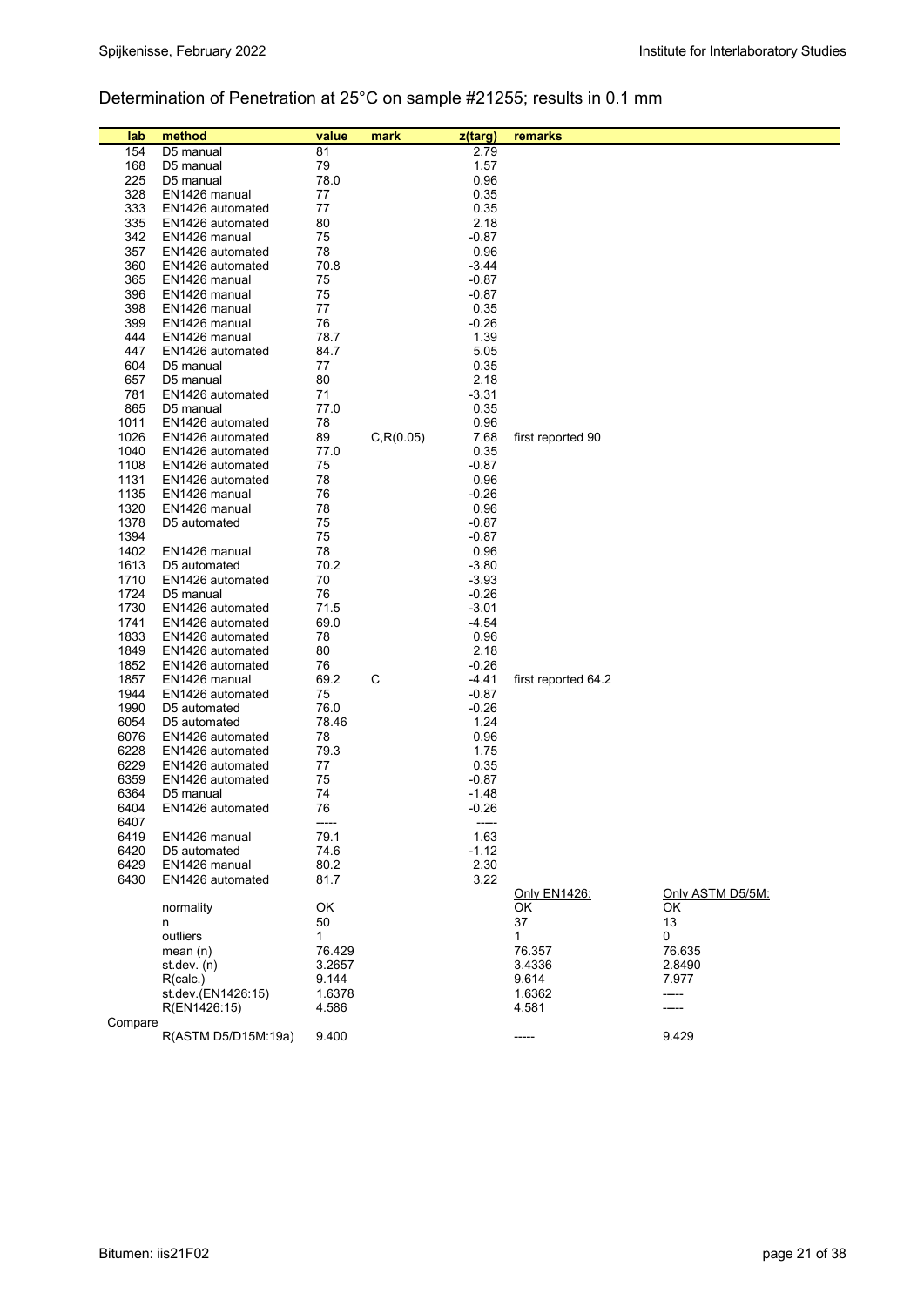## Determination of Penetration at 25°C on sample #21255; results in 0.1 mm

| lab | method | value | mark | z(targ) | remarks | |
|---|---|---|---|---|---|---|
| 154 | D5 manual | 81 | | 2.79 | | |
| 168 | D5 manual | 79 | | 1.57 | | |
| 225 | D5 manual | 78.0 | | 0.96 | | |
| 328 | EN1426 manual | 77 | | 0.35 | | |
| 333 | EN1426 automated | 77 | | 0.35 | | |
| 335 | EN1426 automated | 80 | | 2.18 | | |
| 342 | EN1426 manual | 75 | | -0.87 | | |
| 357 | EN1426 automated | 78 | | 0.96 | | |
| 360 | EN1426 automated | 70.8 | | -3.44 | | |
| 365 | EN1426 manual | 75 | | -0.87 | | |
| 396 | EN1426 manual | 75 | | -0.87 | | |
| 398 | EN1426 manual | 77 | | 0.35 | | |
| 399 | EN1426 manual | 76 | | -0.26 | | |
| 444 | EN1426 manual | 78.7 | | 1.39 | | |
| 447 | EN1426 automated | 84.7 | | 5.05 | | |
| 604 | D5 manual | 77 | | 0.35 | | |
| 657 | D5 manual | 80 | | 2.18 | | |
| 781 | EN1426 automated | 71 | | -3.31 | | |
| 865 | D5 manual | 77.0 | | 0.35 | | |
| 1011 | EN1426 automated | 78 | | 0.96 | | |
| 1026 | EN1426 automated | 89 | C,R(0.05) | 7.68 | first reported 90 | |
| 1040 | EN1426 automated | 77.0 | | 0.35 | | |
| 1108 | EN1426 automated | 75 | | -0.87 | | |
| 1131 | EN1426 automated | 78 | | 0.96 | | |
| 1135 | EN1426 manual | 76 | | -0.26 | | |
| 1320 | EN1426 manual | 78 | | 0.96 | | |
| 1378 | D5 automated | 75 | | -0.87 | | |
| 1394 | | 75 | | -0.87 | | |
| 1402 | EN1426 manual | 78 | | 0.96 | | |
| 1613 | D5 automated | 70.2 | | -3.80 | | |
| 1710 | EN1426 automated | 70 | | -3.93 | | |
| 1724 | D5 manual | 76 | | -0.26 | | |
| 1730 | EN1426 automated | 71.5 | | -3.01 | | |
| 1741 | EN1426 automated | 69.0 | | -4.54 | | |
| 1833 | EN1426 automated | 78 | | 0.96 | | |
| 1849 | EN1426 automated | 80 | | 2.18 | | |
| 1852 | EN1426 automated | 76 | | -0.26 | | |
| 1857 | EN1426 manual | 69.2 | C | -4.41 | first reported 64.2 | |
| 1944 | EN1426 automated | 75 | | -0.87 | | |
| 1990 | D5 automated | 76.0 | | -0.26 | | |
| 6054 | D5 automated | 78.46 | | 1.24 | | |
| 6076 | EN1426 automated | 78 | | 0.96 | | |
| 6228 | EN1426 automated | 79.3 | | 1.75 | | |
| 6229 | EN1426 automated | 77 | | 0.35 | | |
| 6359 | EN1426 automated | 75 | | -0.87 | | |
| 6364 | D5 manual | 74 | | -1.48 | | |
| 6404 | EN1426 automated | 76 | | -0.26 | | |
| 6407 | | ----- | | ----- | | |
| 6419 | EN1426 manual | 79.1 | | 1.63 | | |
| 6420 | D5 automated | 74.6 | | -1.12 | | |
| 6429 | EN1426 manual | 80.2 | | 2.30 | | |
| 6430 | EN1426 automated | 81.7 | | 3.22 | | |
| | | | | | Only EN1426: | Only ASTM D5/5M: |
| | normality | OK | | | OK | OK |
| | n | 50 | | | 37 | 13 |
| | outliers | 1 | | | 1 | 0 |
| | mean (n) | 76.429 | | | 76.357 | 76.635 |
| | st.dev. (n) | 3.2657 | | | 3.4336 | 2.8490 |
| | R(calc.) | 9.144 | | | 9.614 | 7.977 |
| | st.dev.(EN1426:15) | 1.6378 | | | 1.6362 | ----- |
| | R(EN1426:15) | 4.586 | | | 4.581 | ----- |
| Compare | | | | | | |
| | R(ASTM D5/D15M:19a) | 9.400 | | | ----- | 9.429 |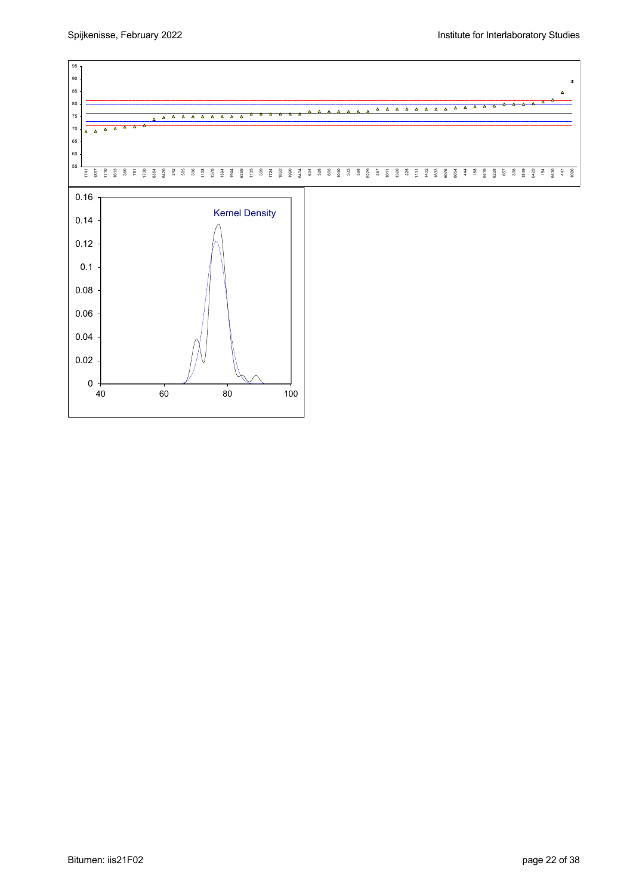Kernel Density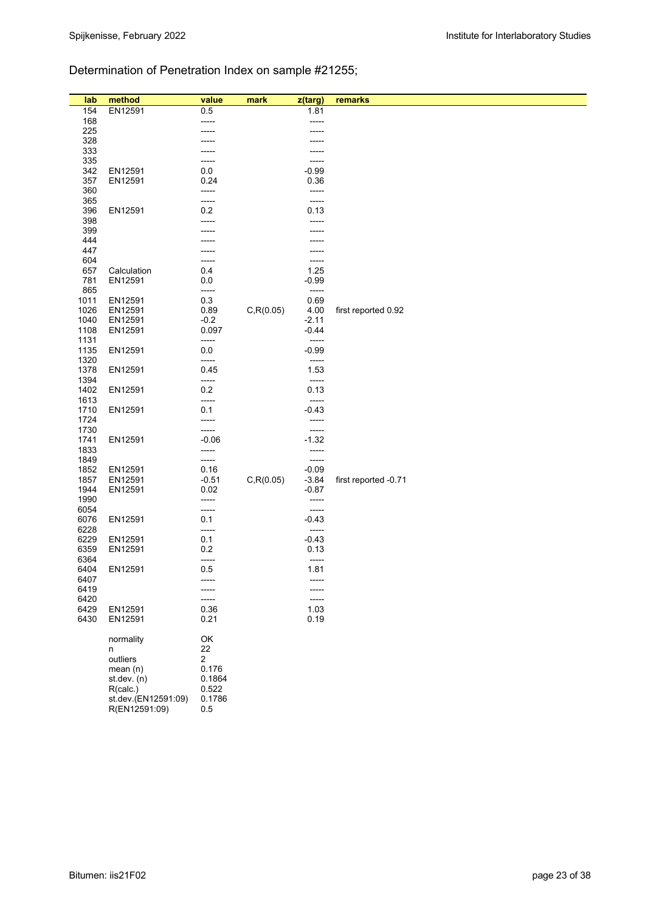Determination of Penetration Index on sample #21255;

| lab | method | value | mark | z(targ) | remarks |
|---|---|---|---|---|---|
| 154 | EN12591 | 0.5 | | 1.81 | |
| 168 | | ----- | | ----- | |
| 225 | | ----- | | ----- | |
| 328 | | ----- | | ----- | |
| 333 | | ----- | | ----- | |
| 335 | | ----- | | ----- | |
| 342 | EN12591 | 0.0 | | -0.99 | |
| 357 | EN12591 | 0.24 | | 0.36 | |
| 360 | | ----- | | ----- | |
| 365 | | ----- | | ----- | |
| 396 | EN12591 | 0.2 | | 0.13 | |
| 398 | | ----- | | ----- | |
| 399 | | ----- | | ----- | |
| 444 | | ----- | | ----- | |
| 447 | | ----- | | ----- | |
| 604 | | ----- | | ----- | |
| 657 | Calculation | 0.4 | | 1.25 | |
| 781 | EN12591 | 0.0 | | -0.99 | |
| 865 | | ----- | | ----- | |
| 1011 | EN12591 | 0.3 | | 0.69 | |
| 1026 | EN12591 | 0.89 | C,R(0.05) | 4.00 | first reported 0.92 |
| 1040 | EN12591 | -0.2 | | -2.11 | |
| 1108 | EN12591 | 0.097 | | -0.44 | |
| 1131 | | ----- | | ----- | |
| 1135 | EN12591 | 0.0 | | -0.99 | |
| 1320 | | ----- | | ----- | |
| 1378 | EN12591 | 0.45 | | 1.53 | |
| 1394 | | ----- | | ----- | |
| 1402 | EN12591 | 0.2 | | 0.13 | |
| 1613 | | ----- | | ----- | |
| 1710 | EN12591 | 0.1 | | -0.43 | |
| 1724 | | ----- | | ----- | |
| 1730 | | ----- | | ----- | |
| 1741 | EN12591 | -0.06 | | -1.32 | |
| 1833 | | ----- | | ----- | |
| 1849 | | ----- | | ----- | |
| 1852 | EN12591 | 0.16 | | -0.09 | |
| 1857 | EN12591 | -0.51 | C,R(0.05) | -3.84 | first reported -0.71 |
| 1944 | EN12591 | 0.02 | | -0.87 | |
| 1990 | | ----- | | ----- | |
| 6054 | | ----- | | ----- | |
| 6076 | EN12591 | 0.1 | | -0.43 | |
| 6228 | | ----- | | ----- | |
| 6229 | EN12591 | 0.1 | | -0.43 | |
| 6359 | EN12591 | 0.2 | | 0.13 | |
| 6364 | | ----- | | ----- | |
| 6404 | EN12591 | 0.5 | | 1.81 | |
| 6407 | | ----- | | ----- | |
| 6419 | | ----- | | ----- | |
| 6420 | | ----- | | ----- | |
| 6429 | EN12591 | 0.36 | | 1.03 | |
| 6430 | EN12591 | 0.21 | | 0.19 | |
| | normality | OK | | | |
| | n | 22 | | | |
| | outliers | 2 | | | |
| | mean (n) | 0.176 | | | |
| | st.dev. (n) | 0.1864 | | | |
| | R(calc.) | 0.522 | | | |
| | st.dev.(EN12591:09) | 0.1786 | | | |
| | R(EN12591:09) | 0.5 | | | |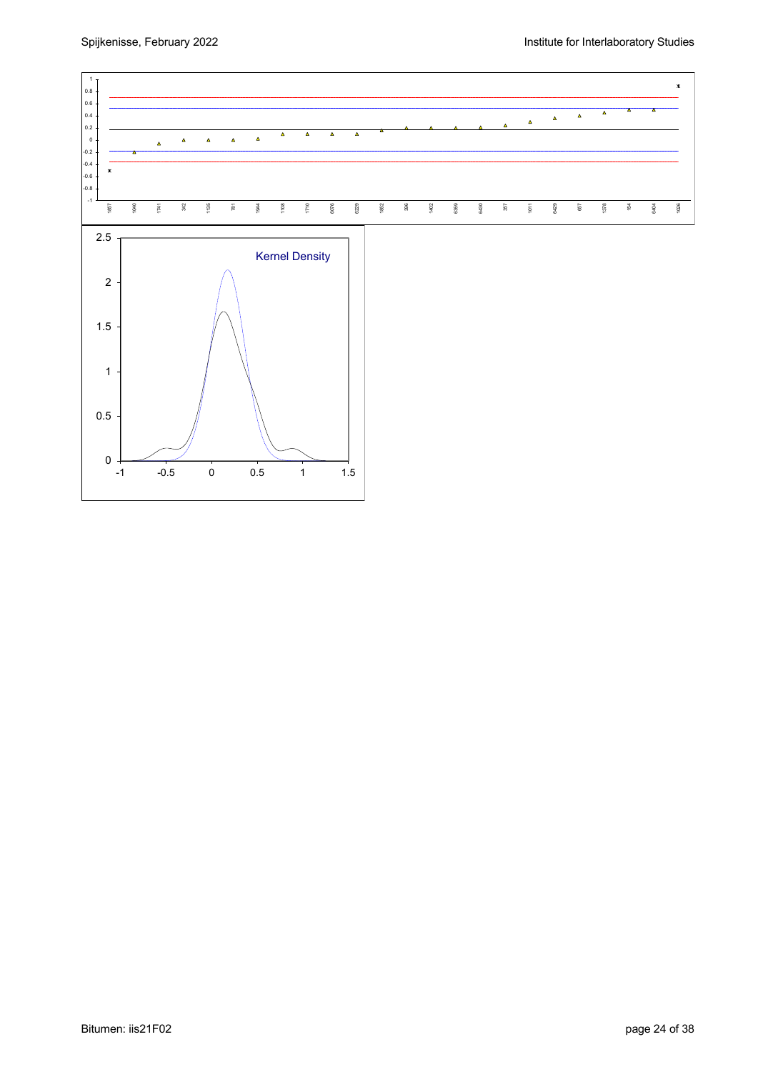Kernel Density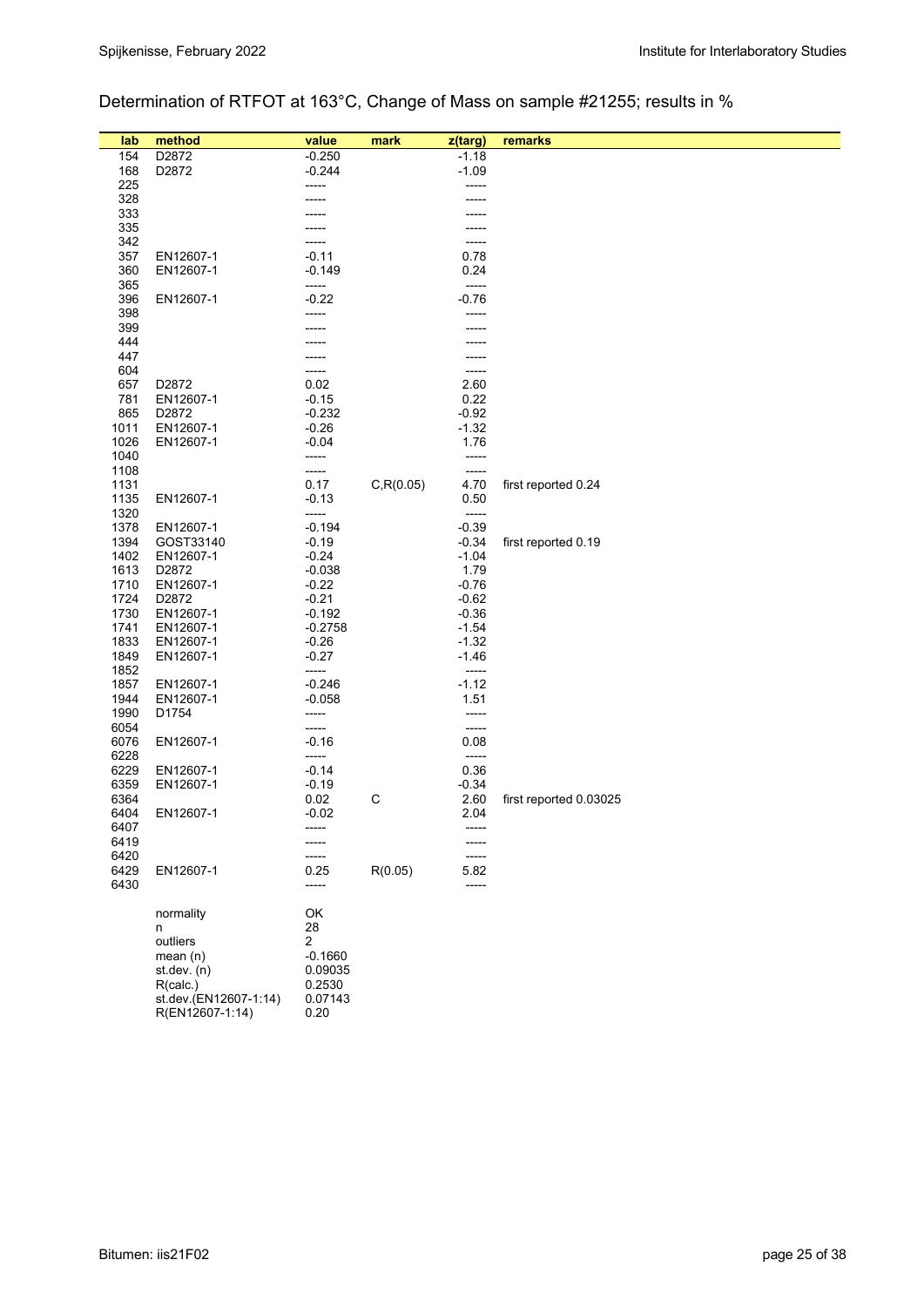## Determination of RTFOT at 163°C, Change of Mass on sample #21255; results in %

| lab | method | value | mark | z(targ) | remarks |
|---|---|---|---|---|---|
| 154 | D2872 | -0.250 | | -1.18 | |
| 168 | D2872 | -0.244 | | -1.09 | |
| 225 | | ----- | | ----- | |
| 328 | | ----- | | ----- | |
| 333 | | ----- | | ----- | |
| 335 | | ----- | | ----- | |
| 342 | | ----- | | ----- | |
| 357 | EN12607-1 | -0.11 | | 0.78 | |
| 360 | EN12607-1 | -0.149 | | 0.24 | |
| 365 | | ----- | | ----- | |
| 396 | EN12607-1 | -0.22 | | -0.76 | |
| 398 | | ----- | | ----- | |
| 399 | | ----- | | ----- | |
| 444 | | ----- | | ----- | |
| 447 | | ----- | | ----- | |
| 604 | | ----- | | ----- | |
| 657 | D2872 | 0.02 | | 2.60 | |
| 781 | EN12607-1 | -0.15 | | 0.22 | |
| 865 | D2872 | -0.232 | | -0.92 | |
| 1011 | EN12607-1 | -0.26 | | -1.32 | |
| 1026 | EN12607-1 | -0.04 | | 1.76 | |
| 1040 | | ----- | | ----- | |
| 1108 | | ----- | | ----- | |
| 1131 | | 0.17 | C,R(0.05) | 4.70 | first reported 0.24 |
| 1135 | EN12607-1 | -0.13 | | 0.50 | |
| 1320 | | ----- | | ----- | |
| 1378 | EN12607-1 | -0.194 | | -0.39 | |
| 1394 | GOST33140 | -0.19 | | -0.34 | first reported 0.19 |
| 1402 | EN12607-1 | -0.24 | | -1.04 | |
| 1613 | D2872 | -0.038 | | 1.79 | |
| 1710 | EN12607-1 | -0.22 | | -0.76 | |
| 1724 | D2872 | -0.21 | | -0.62 | |
| 1730 | EN12607-1 | -0.192 | | -0.36 | |
| 1741 | EN12607-1 | -0.2758 | | -1.54 | |
| 1833 | EN12607-1 | -0.26 | | -1.32 | |
| 1849 | EN12607-1 | -0.27 | | -1.46 | |
| 1852 | | ----- | | ----- | |
| 1857 | EN12607-1 | -0.246 | | -1.12 | |
| 1944 | EN12607-1 | -0.058 | | 1.51 | |
| 1990 | D1754 | ----- | | ----- | |
| 6054 | | ----- | | ----- | |
| 6076 | EN12607-1 | -0.16 | | 0.08 | |
| 6228 | | ----- | | ----- | |
| 6229 | EN12607-1 | -0.14 | | 0.36 | |
| 6359 | EN12607-1 | -0.19 | | -0.34 | |
| 6364 | | 0.02 | C | 2.60 | first reported 0.03025 |
| 6404 | EN12607-1 | -0.02 | | 2.04 | |
| 6407 | | ----- | | ----- | |
| 6419 | | ----- | | ----- | |
| 6420 | | ----- | | ----- | |
| 6429 | EN12607-1 | 0.25 | R(0.05) | 5.82 | |
| 6430 | | ----- | | ----- | |

| | |
|---|---|
| normality | OK |
| n | 28 |
| outliers | 2 |
| mean (n) | -0.1660 |
| st.dev. (n) | 0.09035 |
| R(calc.) | 0.2530 |
| st.dev.(EN12607-1:14) | 0.07143 |
| R(EN12607-1:14) | 0.20 |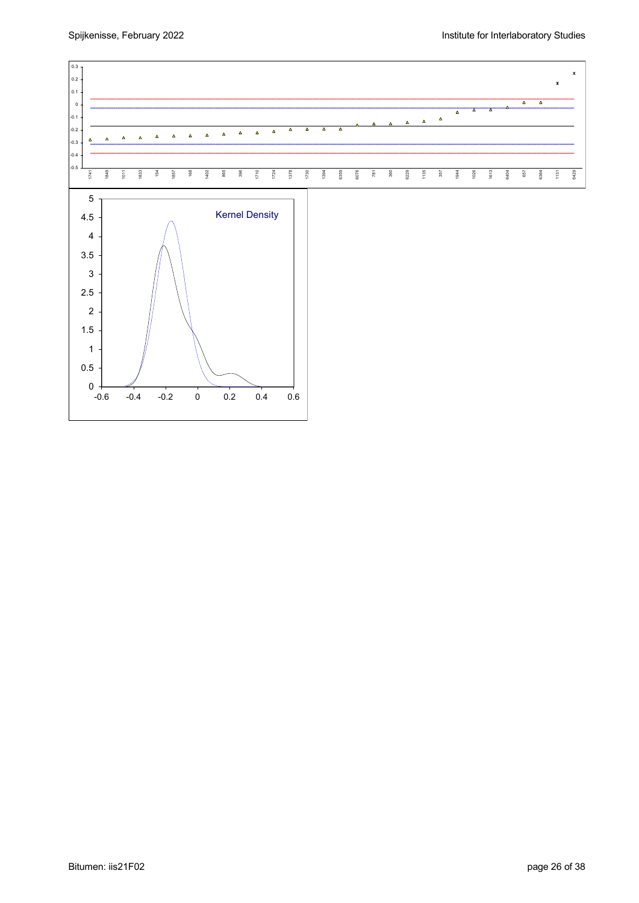0.3
0.2
0.1
0
-0.1
-0.2
-0.3
-0.4
-0.5

1741 1849 1011 1833 154 1657 168 1402 865 396 1710 1724 1378 1730 1394 6359 6076 781 360 6229 1135 357 1944 1026 1613 6404 657 6364 1131 6429

Kernel Density

5
4.5
4
3.5
3
2.5
2
1.5
1
0.5
0

-0.6 -0.4 -0.2 0 0.2 0.4 0.6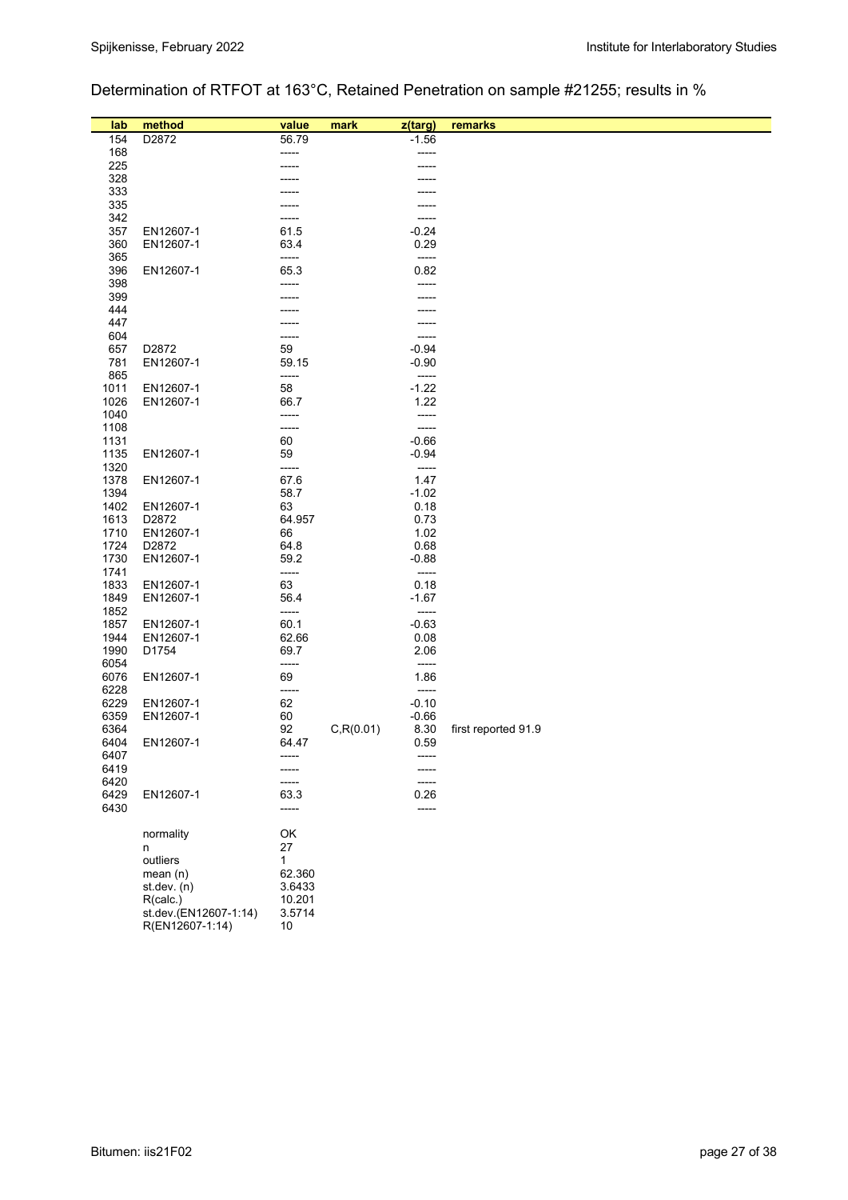## Determination of RTFOT at 163°C, Retained Penetration on sample #21255; results in %

| lab | method | value | mark | z(targ) | remarks |
|---|---|---|---|---|---|
| 154 | D2872 | 56.79 | | -1.56 | |
| 168 | | ----- | | ----- | |
| 225 | | ----- | | ----- | |
| 328 | | ----- | | ----- | |
| 333 | | ----- | | ----- | |
| 335 | | ----- | | ----- | |
| 342 | | ----- | | ----- | |
| 357 | EN12607-1 | 61.5 | | -0.24 | |
| 360 | EN12607-1 | 63.4 | | 0.29 | |
| 365 | | ----- | | ----- | |
| 396 | EN12607-1 | 65.3 | | 0.82 | |
| 398 | | ----- | | ----- | |
| 399 | | ----- | | ----- | |
| 444 | | ----- | | ----- | |
| 447 | | ----- | | ----- | |
| 604 | | ----- | | ----- | |
| 657 | D2872 | 59 | | -0.94 | |
| 781 | EN12607-1 | 59.15 | | -0.90 | |
| 865 | | ----- | | ----- | |
| 1011 | EN12607-1 | 58 | | -1.22 | |
| 1026 | EN12607-1 | 66.7 | | 1.22 | |
| 1040 | | ----- | | ----- | |
| 1108 | | ----- | | ----- | |
| 1131 | | 60 | | -0.66 | |
| 1135 | EN12607-1 | 59 | | -0.94 | |
| 1320 | | ----- | | ----- | |
| 1378 | EN12607-1 | 67.6 | | 1.47 | |
| 1394 | | 58.7 | | -1.02 | |
| 1402 | EN12607-1 | 63 | | 0.18 | |
| 1613 | D2872 | 64.957 | | 0.73 | |
| 1710 | EN12607-1 | 66 | | 1.02 | |
| 1724 | D2872 | 64.8 | | 0.68 | |
| 1730 | EN12607-1 | 59.2 | | -0.88 | |
| 1741 | | ----- | | ----- | |
| 1833 | EN12607-1 | 63 | | 0.18 | |
| 1849 | EN12607-1 | 56.4 | | -1.67 | |
| 1852 | | ----- | | ----- | |
| 1857 | EN12607-1 | 60.1 | | -0.63 | |
| 1944 | EN12607-1 | 62.66 | | 0.08 | |
| 1990 | D1754 | 69.7 | | 2.06 | |
| 6054 | | ----- | | ----- | |
| 6076 | EN12607-1 | 69 | | 1.86 | |
| 6228 | | ----- | | ----- | |
| 6229 | EN12607-1 | 62 | | -0.10 | |
| 6359 | EN12607-1 | 60 | | -0.66 | |
| 6364 | | 92 | C,R(0.01) | 8.30 | first reported 91.9 |
| 6404 | EN12607-1 | 64.47 | | 0.59 | |
| 6407 | | ----- | | ----- | |
| 6419 | | ----- | | ----- | |
| 6420 | | ----- | | ----- | |
| 6429 | EN12607-1 | 63.3 | | 0.26 | |
| 6430 | | ----- | | ----- | |

| | |
|---|---|
| normality | OK |
| n | 27 |
| outliers | 1 |
| mean (n) | 62.360 |
| st.dev. (n) | 3.6433 |
| R(calc.) | 10.201 |
| st.dev.(EN12607-1:14) | 3.5714 |
| R(EN12607-1:14) | 10 |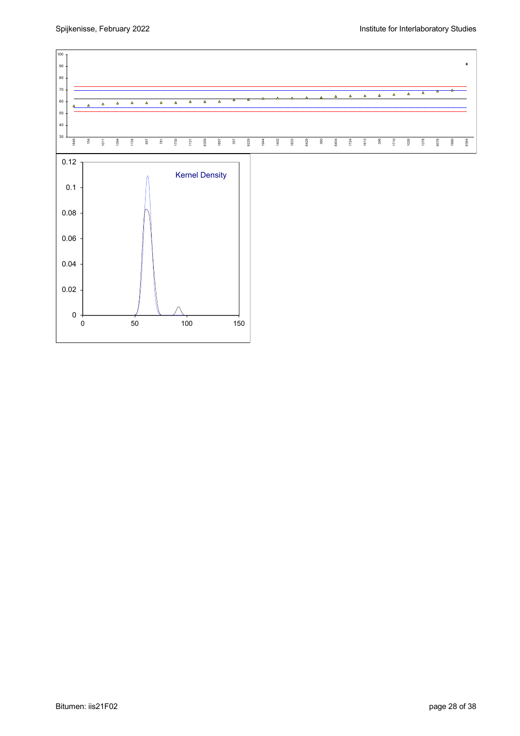Kernel Density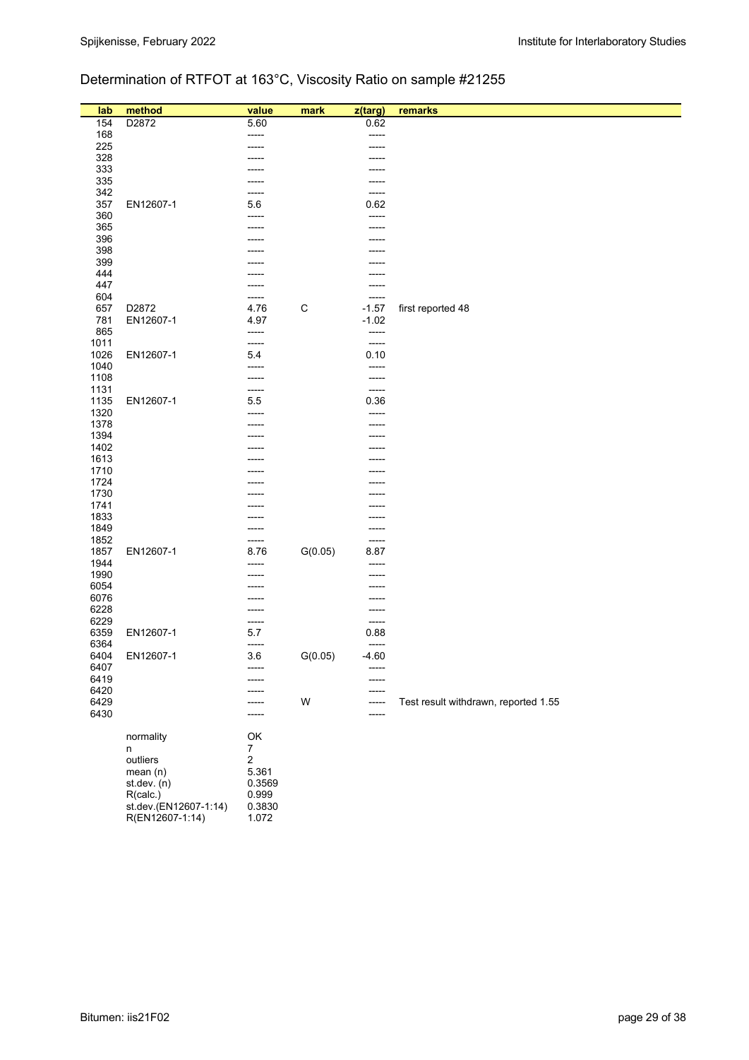## Determination of RTFOT at 163°C, Viscosity Ratio on sample #21255

| lab | method | value | mark | z(targ) | remarks |
|---|---|---|---|---|---|
| 154 | D2872 | 5.60 | | 0.62 | |
| 168 | | ----- | | ----- | |
| 225 | | ----- | | ----- | |
| 328 | | ----- | | ----- | |
| 333 | | ----- | | ----- | |
| 335 | | ----- | | ----- | |
| 342 | | ----- | | ----- | |
| 357 | EN12607-1 | 5.6 | | 0.62 | |
| 360 | | ----- | | ----- | |
| 365 | | ----- | | ----- | |
| 396 | | ----- | | ----- | |
| 398 | | ----- | | ----- | |
| 399 | | ----- | | ----- | |
| 444 | | ----- | | ----- | |
| 447 | | ----- | | ----- | |
| 604 | | ----- | | ----- | |
| 657 | D2872 | 4.76 | C | -1.57 | first reported 48 |
| 781 | EN12607-1 | 4.97 | | -1.02 | |
| 865 | | ----- | | ----- | |
| 1011 | | ----- | | ----- | |
| 1026 | EN12607-1 | 5.4 | | 0.10 | |
| 1040 | | ----- | | ----- | |
| 1108 | | ----- | | ----- | |
| 1131 | | ----- | | ----- | |
| 1135 | EN12607-1 | 5.5 | | 0.36 | |
| 1320 | | ----- | | ----- | |
| 1378 | | ----- | | ----- | |
| 1394 | | ----- | | ----- | |
| 1402 | | ----- | | ----- | |
| 1613 | | ----- | | ----- | |
| 1710 | | ----- | | ----- | |
| 1724 | | ----- | | ----- | |
| 1730 | | ----- | | ----- | |
| 1741 | | ----- | | ----- | |
| 1833 | | ----- | | ----- | |
| 1849 | | ----- | | ----- | |
| 1852 | | ----- | | ----- | |
| 1857 | EN12607-1 | 8.76 | G(0.05) | 8.87 | |
| 1944 | | ----- | | ----- | |
| 1990 | | ----- | | ----- | |
| 6054 | | ----- | | ----- | |
| 6076 | | ----- | | ----- | |
| 6228 | | ----- | | ----- | |
| 6229 | | ----- | | ----- | |
| 6359 | EN12607-1 | 5.7 | | 0.88 | |
| 6364 | | ----- | | ----- | |
| 6404 | EN12607-1 | 3.6 | G(0.05) | -4.60 | |
| 6407 | | ----- | | ----- | |
| 6419 | | ----- | | ----- | |
| 6420 | | ----- | | ----- | |
| 6429 | | ----- | W | ----- | Test result withdrawn, reported 1.55 |
| 6430 | | ----- | | ----- | |

| | |
|---|---|
| normality | OK |
| n | 7 |
| outliers | 2 |
| mean (n) | 5.361 |
| st.dev. (n) | 0.3569 |
| R(calc.) | 0.999 |
| st.dev.(EN12607-1:14) | 0.3830 |
| R(EN12607-1:14) | 1.072 |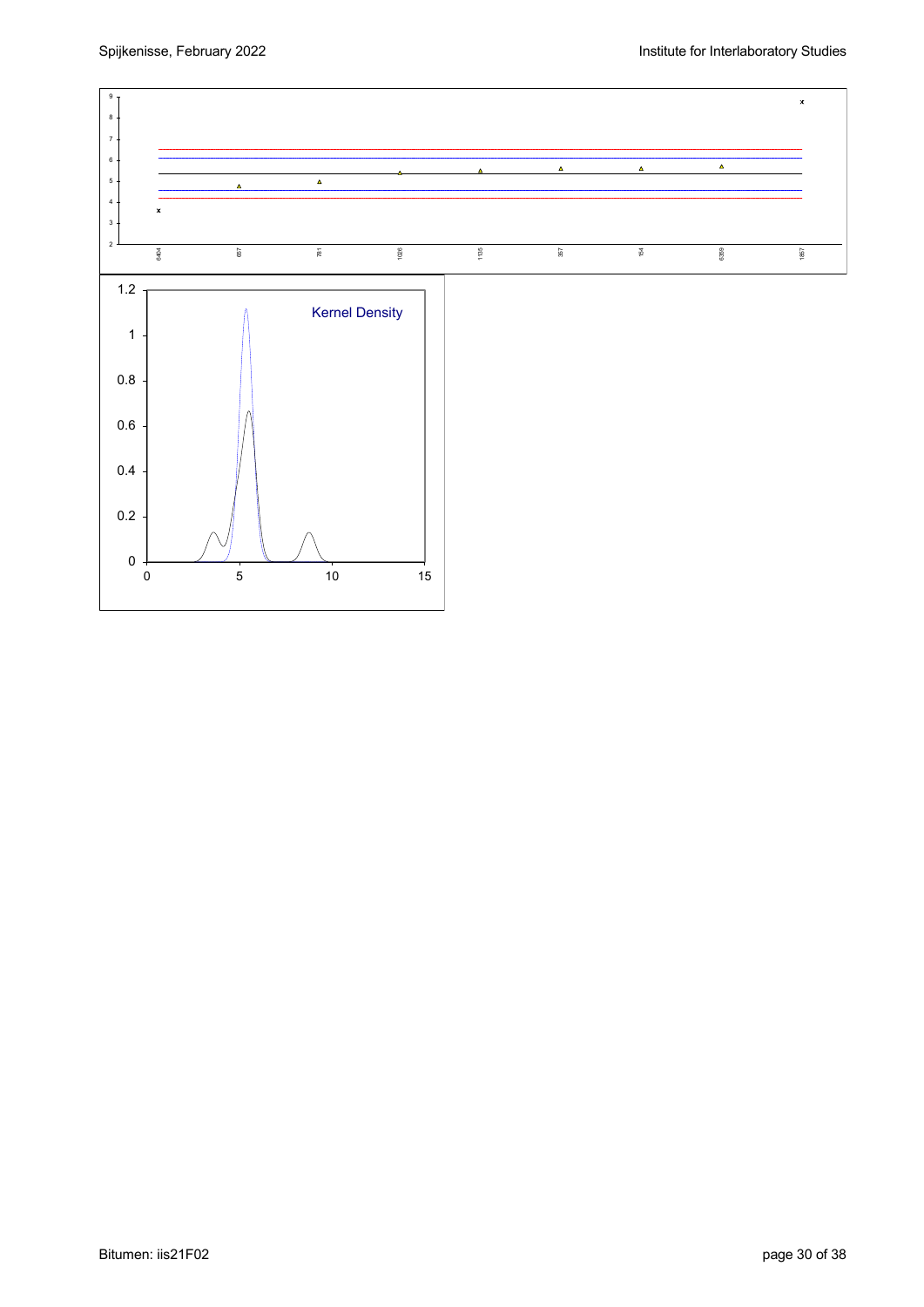Kernel Density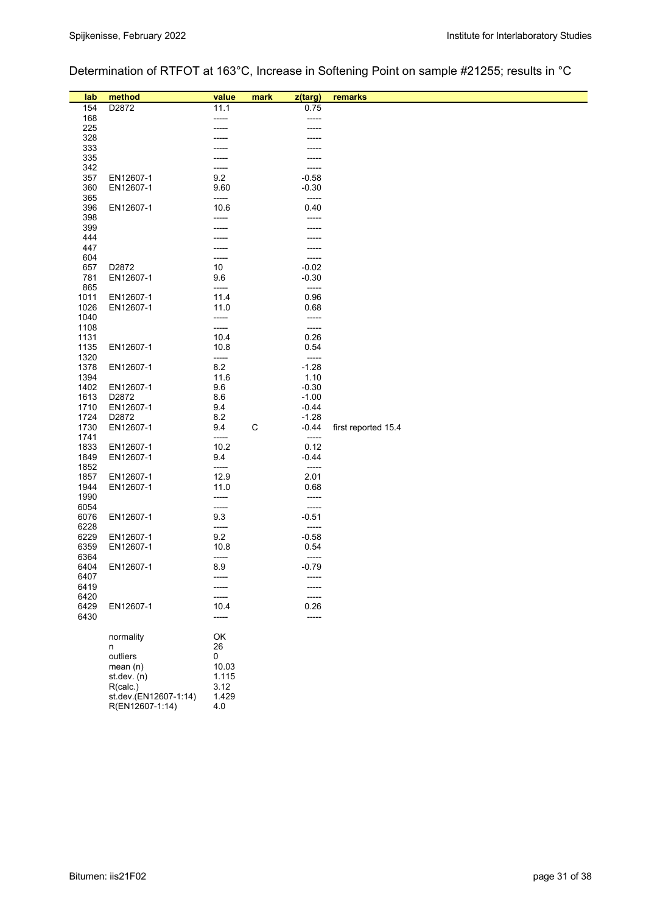# Determination of RTFOT at 163°C, Increase in Softening Point on sample #21255; results in °C

| lab | method | value | mark | z(targ) | remarks |
|---|---|---|---|---|---|
| 154 | D2872 | 11.1 | | 0.75 | |
| 168 | | ----- | | ----- | |
| 225 | | ----- | | ----- | |
| 328 | | ----- | | ----- | |
| 333 | | ----- | | ----- | |
| 335 | | ----- | | ----- | |
| 342 | | ----- | | ----- | |
| 357 | EN12607-1 | 9.2 | | -0.58 | |
| 360 | EN12607-1 | 9.60 | | -0.30 | |
| 365 | | ----- | | ----- | |
| 396 | EN12607-1 | 10.6 | | 0.40 | |
| 398 | | ----- | | ----- | |
| 399 | | ----- | | ----- | |
| 444 | | ----- | | ----- | |
| 447 | | ----- | | ----- | |
| 604 | | ----- | | ----- | |
| 657 | D2872 | 10 | | -0.02 | |
| 781 | EN12607-1 | 9.6 | | -0.30 | |
| 865 | | ----- | | ----- | |
| 1011 | EN12607-1 | 11.4 | | 0.96 | |
| 1026 | EN12607-1 | 11.0 | | 0.68 | |
| 1040 | | ----- | | ----- | |
| 1108 | | ----- | | ----- | |
| 1131 | | 10.4 | | 0.26 | |
| 1135 | EN12607-1 | 10.8 | | 0.54 | |
| 1320 | | ----- | | ----- | |
| 1378 | EN12607-1 | 8.2 | | -1.28 | |
| 1394 | | 11.6 | | 1.10 | |
| 1402 | EN12607-1 | 9.6 | | -0.30 | |
| 1613 | D2872 | 8.6 | | -1.00 | |
| 1710 | EN12607-1 | 9.4 | | -0.44 | |
| 1724 | D2872 | 8.2 | | -1.28 | |
| 1730 | EN12607-1 | 9.4 | C | -0.44 | first reported 15.4 |
| 1741 | | ----- | | ----- | |
| 1833 | EN12607-1 | 10.2 | | 0.12 | |
| 1849 | EN12607-1 | 9.4 | | -0.44 | |
| 1852 | | ----- | | ----- | |
| 1857 | EN12607-1 | 12.9 | | 2.01 | |
| 1944 | EN12607-1 | 11.0 | | 0.68 | |
| 1990 | | ----- | | ----- | |
| 6054 | | ----- | | ----- | |
| 6076 | EN12607-1 | 9.3 | | -0.51 | |
| 6228 | | ----- | | ----- | |
| 6229 | EN12607-1 | 9.2 | | -0.58 | |
| 6359 | EN12607-1 | 10.8 | | 0.54 | |
| 6364 | | ----- | | ----- | |
| 6404 | EN12607-1 | 8.9 | | -0.79 | |
| 6407 | | ----- | | ----- | |
| 6419 | | ----- | | ----- | |
| 6420 | | ----- | | ----- | |
| 6429 | EN12607-1 | 10.4 | | 0.26 | |
| 6430 | | ----- | | ----- | |

| | |
|---|---|
| normality | OK |
| n | 26 |
| outliers | 0 |
| mean (n) | 10.03 |
| st.dev. (n) | 1.115 |
| R(calc.) | 3.12 |
| st.dev.(EN12607-1:14) | 1.429 |
| R(EN12607-1:14) | 4.0 |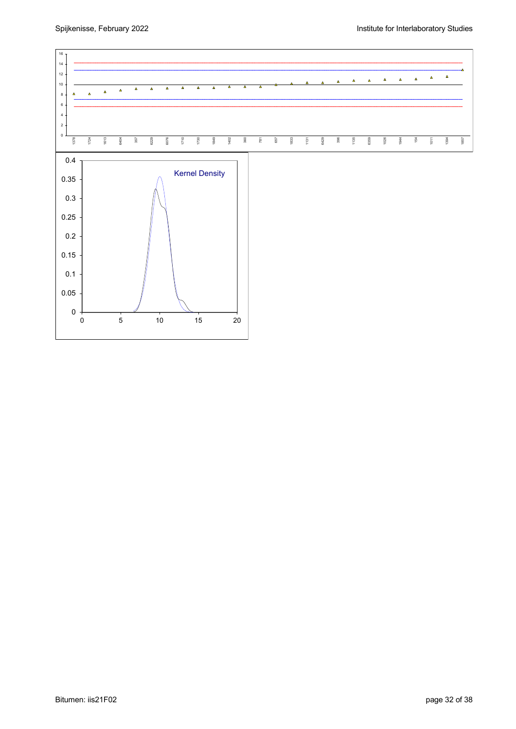Kernel Density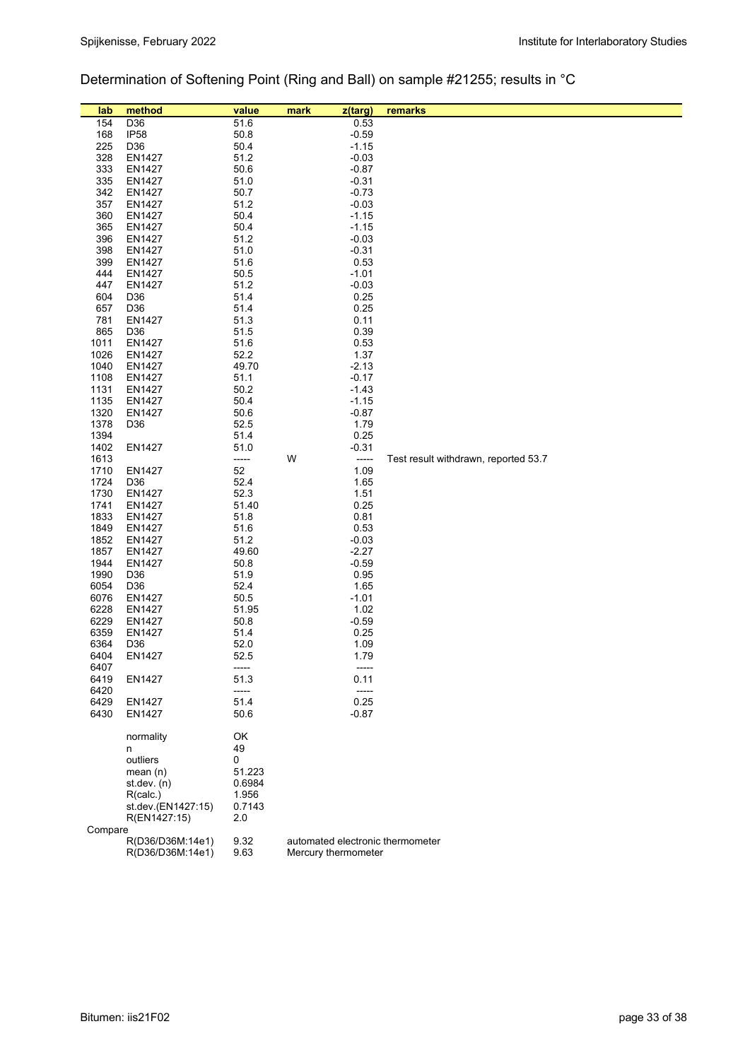## Determination of Softening Point (Ring and Ball) on sample #21255; results in °C

| lab | method | value | mark | z(targ) | remarks |
|---|---|---|---|---|---|
| 154 | D36 | 51.6 | | 0.53 | |
| 168 | IP58 | 50.8 | | -0.59 | |
| 225 | D36 | 50.4 | | -1.15 | |
| 328 | EN1427 | 51.2 | | -0.03 | |
| 333 | EN1427 | 50.6 | | -0.87 | |
| 335 | EN1427 | 51.0 | | -0.31 | |
| 342 | EN1427 | 50.7 | | -0.73 | |
| 357 | EN1427 | 51.2 | | -0.03 | |
| 360 | EN1427 | 50.4 | | -1.15 | |
| 365 | EN1427 | 50.4 | | -1.15 | |
| 396 | EN1427 | 51.2 | | -0.03 | |
| 398 | EN1427 | 51.0 | | -0.31 | |
| 399 | EN1427 | 51.6 | | 0.53 | |
| 444 | EN1427 | 50.5 | | -1.01 | |
| 447 | EN1427 | 51.2 | | -0.03 | |
| 604 | D36 | 51.4 | | 0.25 | |
| 657 | D36 | 51.4 | | 0.25 | |
| 781 | EN1427 | 51.3 | | 0.11 | |
| 865 | D36 | 51.5 | | 0.39 | |
| 1011 | EN1427 | 51.6 | | 0.53 | |
| 1026 | EN1427 | 52.2 | | 1.37 | |
| 1040 | EN1427 | 49.70 | | -2.13 | |
| 1108 | EN1427 | 51.1 | | -0.17 | |
| 1131 | EN1427 | 50.2 | | -1.43 | |
| 1135 | EN1427 | 50.4 | | -1.15 | |
| 1320 | EN1427 | 50.6 | | -0.87 | |
| 1378 | D36 | 52.5 | | 1.79 | |
| 1394 | | 51.4 | | 0.25 | |
| 1402 | EN1427 | 51.0 | | -0.31 | |
| 1613 | | ----- | W | ----- | Test result withdrawn, reported 53.7 |
| 1710 | EN1427 | 52 | | 1.09 | |
| 1724 | D36 | 52.4 | | 1.65 | |
| 1730 | EN1427 | 52.3 | | 1.51 | |
| 1741 | EN1427 | 51.40 | | 0.25 | |
| 1833 | EN1427 | 51.8 | | 0.81 | |
| 1849 | EN1427 | 51.6 | | 0.53 | |
| 1852 | EN1427 | 51.2 | | -0.03 | |
| 1857 | EN1427 | 49.60 | | -2.27 | |
| 1944 | EN1427 | 50.8 | | -0.59 | |
| 1990 | D36 | 51.9 | | 0.95 | |
| 6054 | D36 | 52.4 | | 1.65 | |
| 6076 | EN1427 | 50.5 | | -1.01 | |
| 6228 | EN1427 | 51.95 | | 1.02 | |
| 6229 | EN1427 | 50.8 | | -0.59 | |
| 6359 | EN1427 | 51.4 | | 0.25 | |
| 6364 | D36 | 52.0 | | 1.09 | |
| 6404 | EN1427 | 52.5 | | 1.79 | |
| 6407 | | ----- | | ----- | |
| 6419 | EN1427 | 51.3 | | 0.11 | |
| 6420 | | ----- | | ----- | |
| 6429 | EN1427 | 51.4 | | 0.25 | |
| 6430 | EN1427 | 50.6 | | -0.87 | |
| | normality | OK | | | |
| | n | 49 | | | |
| | outliers | 0 | | | |
| | mean (n) | 51.223 | | | |
| | st.dev. (n) | 0.6984 | | | |
| | R(calc.) | 1.956 | | | |
| | st.dev.(EN1427:15) | 0.7143 | | | |
| | R(EN1427:15) | 2.0 | | | |
| Compare | | | | | |
| | R(D36/D36M:14e1) | 9.32 | automated electronic thermometer | | |
| | R(D36/D36M:14e1) | 9.63 | Mercury thermometer | | |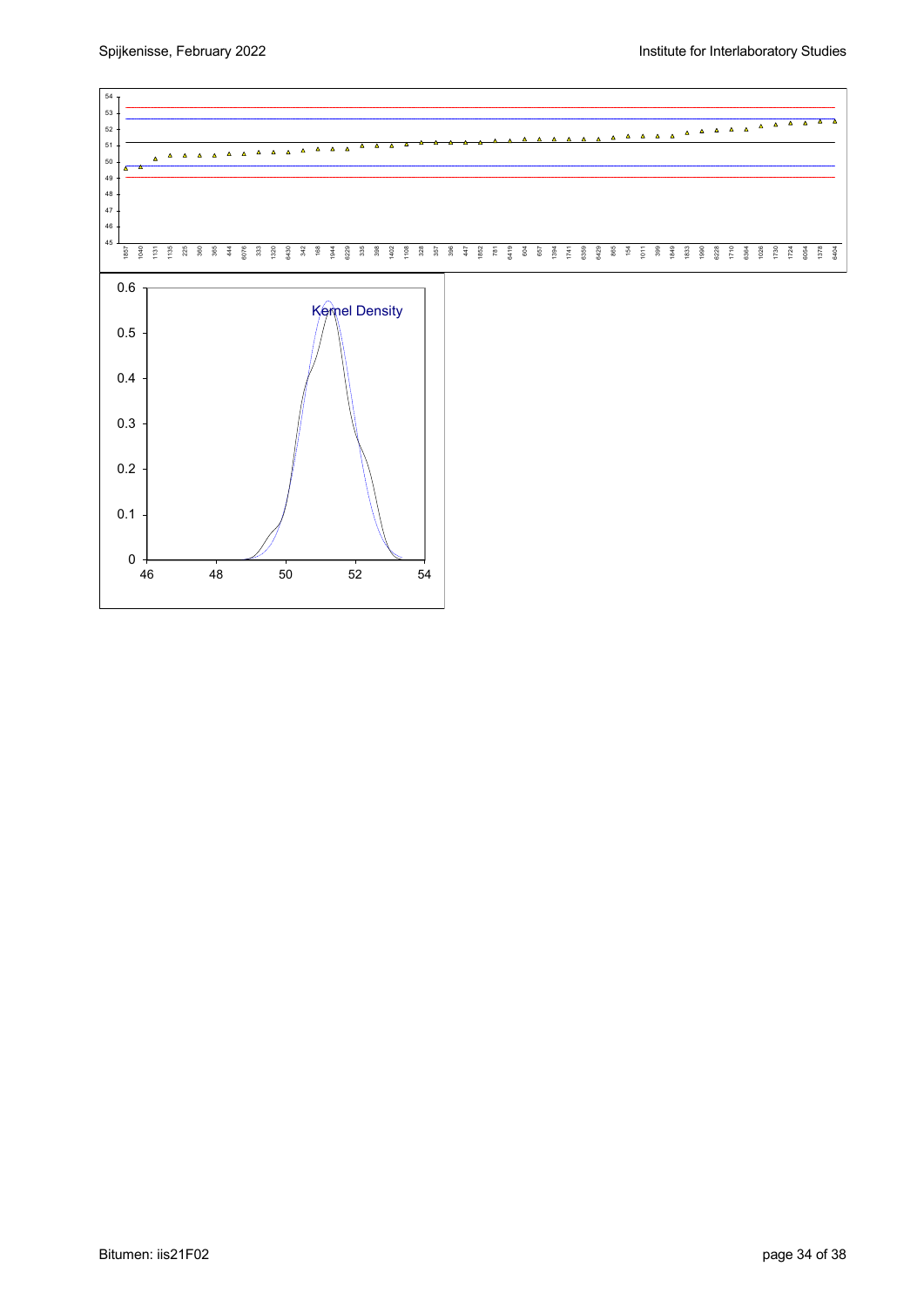Kernel Density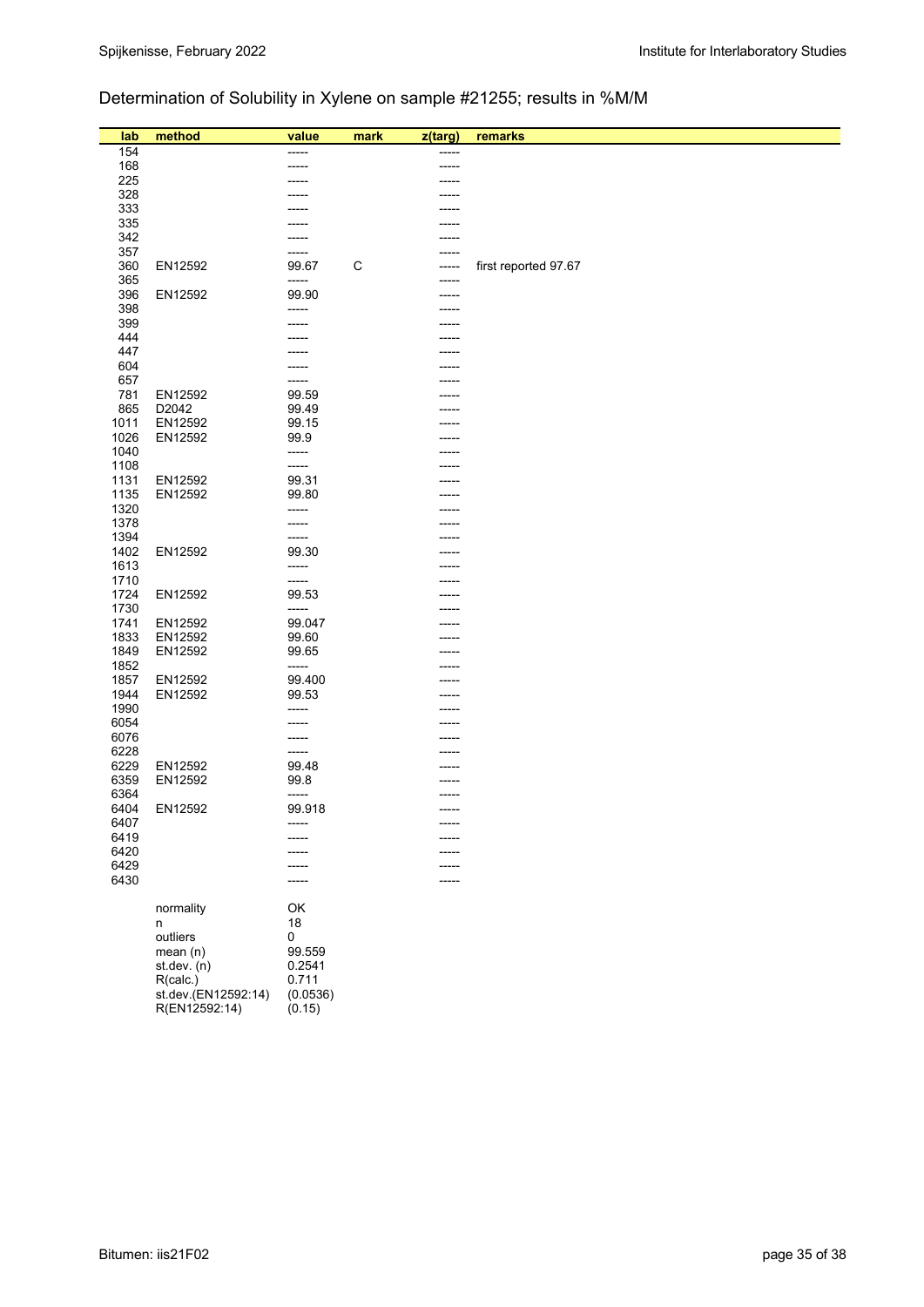## Determination of Solubility in Xylene on sample #21255; results in %M/M

| lab | method | value | mark | z(targ) | remarks |
|---|---|---|---|---|---|
| 154 | | ----- | | ----- | |
| 168 | | ----- | | ----- | |
| 225 | | ----- | | ----- | |
| 328 | | ----- | | ----- | |
| 333 | | ----- | | ----- | |
| 335 | | ----- | | ----- | |
| 342 | | ----- | | ----- | |
| 357 | | ----- | | ----- | |
| 360 | EN12592 | 99.67 | C | ----- | first reported 97.67 |
| 365 | | ----- | | ----- | |
| 396 | EN12592 | 99.90 | | ----- | |
| 398 | | ----- | | ----- | |
| 399 | | ----- | | ----- | |
| 444 | | ----- | | ----- | |
| 447 | | ----- | | ----- | |
| 604 | | ----- | | ----- | |
| 657 | | ----- | | ----- | |
| 781 | EN12592 | 99.59 | | ----- | |
| 865 | D2042 | 99.49 | | ----- | |
| 1011 | EN12592 | 99.15 | | ----- | |
| 1026 | EN12592 | 99.9 | | ----- | |
| 1040 | | ----- | | ----- | |
| 1108 | | ----- | | ----- | |
| 1131 | EN12592 | 99.31 | | ----- | |
| 1135 | EN12592 | 99.80 | | ----- | |
| 1320 | | ----- | | ----- | |
| 1378 | | ----- | | ----- | |
| 1394 | | ----- | | ----- | |
| 1402 | EN12592 | 99.30 | | ----- | |
| 1613 | | ----- | | ----- | |
| 1710 | | ----- | | ----- | |
| 1724 | EN12592 | 99.53 | | ----- | |
| 1730 | | ----- | | ----- | |
| 1741 | EN12592 | 99.047 | | ----- | |
| 1833 | EN12592 | 99.60 | | ----- | |
| 1849 | EN12592 | 99.65 | | ----- | |
| 1852 | | ----- | | ----- | |
| 1857 | EN12592 | 99.400 | | ----- | |
| 1944 | EN12592 | 99.53 | | ----- | |
| 1990 | | ----- | | ----- | |
| 6054 | | ----- | | ----- | |
| 6076 | | ----- | | ----- | |
| 6228 | | ----- | | ----- | |
| 6229 | EN12592 | 99.48 | | ----- | |
| 6359 | EN12592 | 99.8 | | ----- | |
| 6364 | | ----- | | ----- | |
| 6404 | EN12592 | 99.918 | | ----- | |
| 6407 | | ----- | | ----- | |
| 6419 | | ----- | | ----- | |
| 6420 | | ----- | | ----- | |
| 6429 | | ----- | | ----- | |
| 6430 | | ----- | | ----- | |

| | |
|---|---|
| normality | OK |
| n | 18 |
| outliers | 0 |
| mean (n) | 99.559 |
| st.dev. (n) | 0.2541 |
| R(calc.) | 0.711 |
| st.dev.(EN12592:14) | (0.0536) |
| R(EN12592:14) | (0.15) |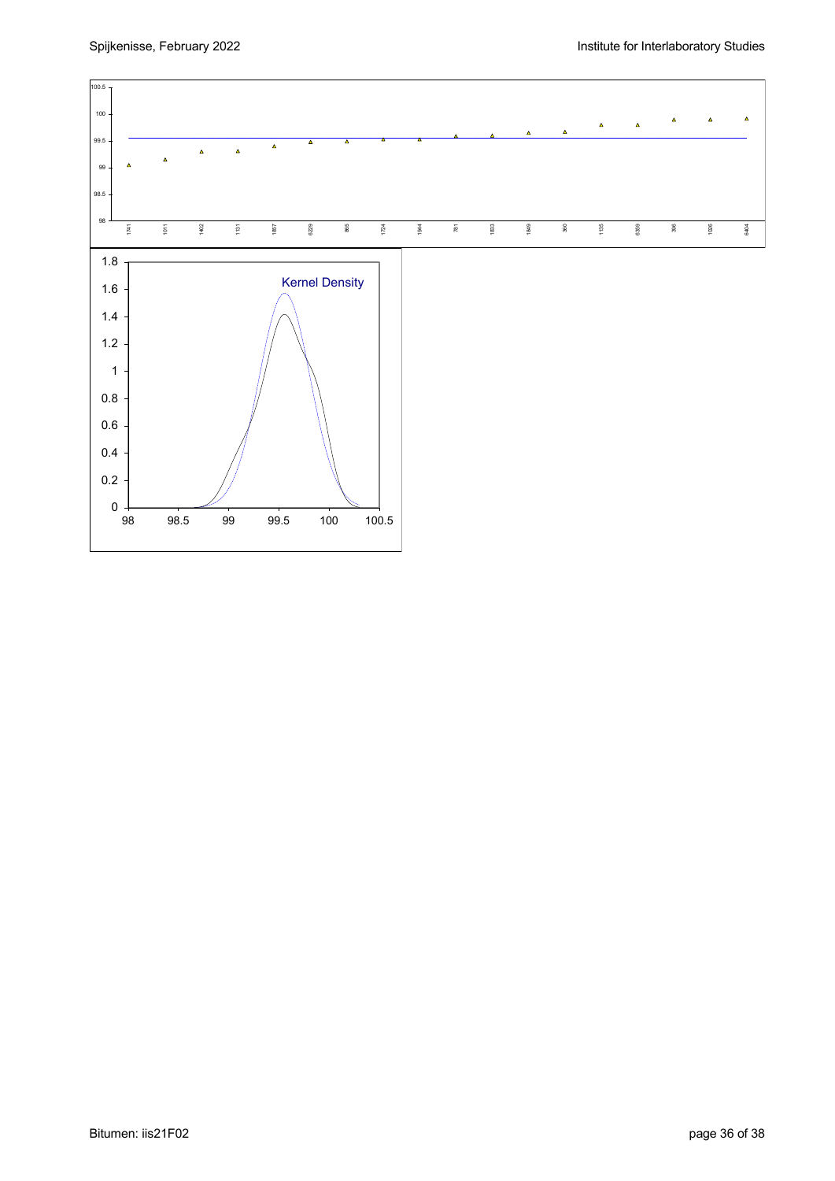Kernel Density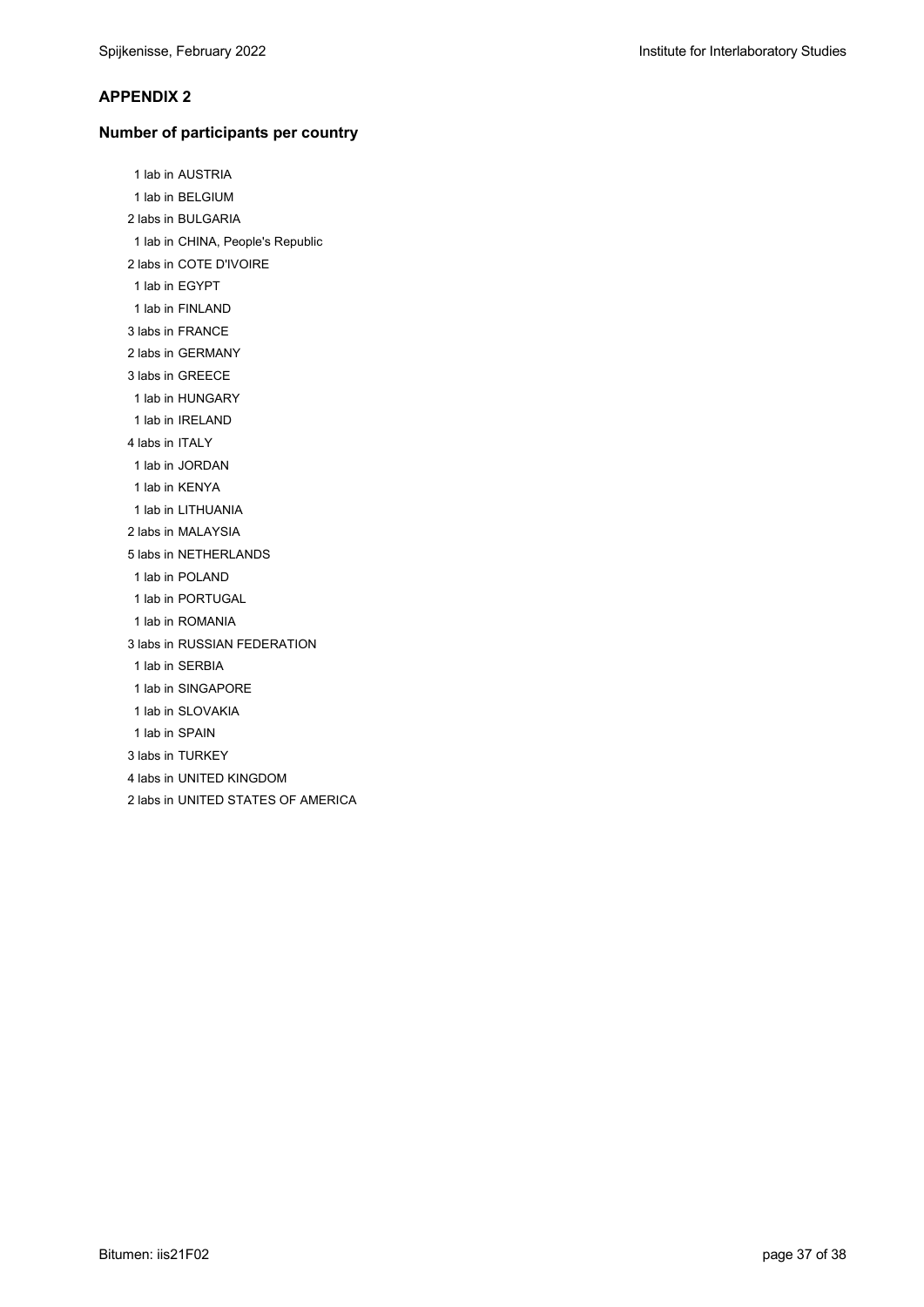## APPENDIX 2

### Number of participants per country

1 lab in AUSTRIA
1 lab in BELGIUM
2 labs in BULGARIA
1 lab in CHINA, People's Republic
2 labs in COTE D'IVOIRE
1 lab in EGYPT
1 lab in FINLAND
3 labs in FRANCE
2 labs in GERMANY
3 labs in GREECE
1 lab in HUNGARY
1 lab in IRELAND
4 labs in ITALY
1 lab in JORDAN
1 lab in KENYA
1 lab in LITHUANIA
2 labs in MALAYSIA
5 labs in NETHERLANDS
1 lab in POLAND
1 lab in PORTUGAL
1 lab in ROMANIA
3 labs in RUSSIAN FEDERATION
1 lab in SERBIA
1 lab in SINGAPORE
1 lab in SLOVAKIA
1 lab in SPAIN
3 labs in TURKEY
4 labs in UNITED KINGDOM
2 labs in UNITED STATES OF AMERICA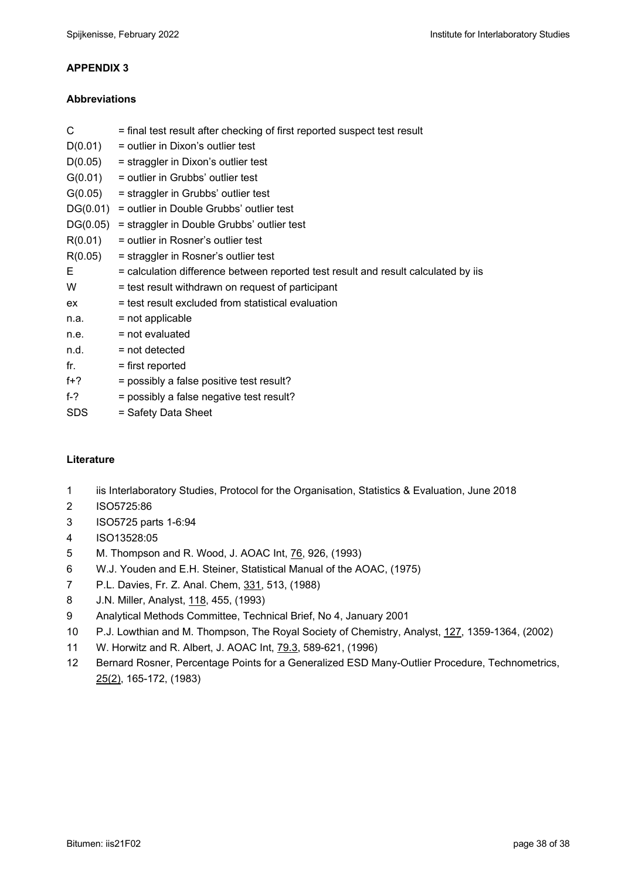## APPENDIX 3

### Abbreviations

| | |
|---|---|
| C | = final test result after checking of first reported suspect test result |
| D(0.01) | = outlier in Dixon's outlier test |
| D(0.05) | = straggler in Dixon's outlier test |
| G(0.01) | = outlier in Grubbs' outlier test |
| G(0.05) | = straggler in Grubbs' outlier test |
| DG(0.01) | = outlier in Double Grubbs' outlier test |
| DG(0.05) | = straggler in Double Grubbs' outlier test |
| R(0.01) | = outlier in Rosner's outlier test |
| R(0.05) | = straggler in Rosner's outlier test |
| E | = calculation difference between reported test result and result calculated by iis |
| W | = test result withdrawn on request of participant |
| ex | = test result excluded from statistical evaluation |
| n.a. | = not applicable |
| n.e. | = not evaluated |
| n.d. | = not detected |
| fr. | = first reported |
| f+? | = possibly a false positive test result? |
| f-? | = possibly a false negative test result? |
| SDS | = Safety Data Sheet |

### Literature

1. iis Interlaboratory Studies, Protocol for the Organisation, Statistics & Evaluation, June 2018
2. ISO5725:86
3. ISO5725 parts 1-6:94
4. ISO13528:05
5. M. Thompson and R. Wood, J. AOAC Int, 76, 926, (1993)
6. W.J. Youden and E.H. Steiner, Statistical Manual of the AOAC, (1975)
7. P.L. Davies, Fr. Z. Anal. Chem, 331, 513, (1988)
8. J.N. Miller, Analyst, 118, 455, (1993)
9. Analytical Methods Committee, Technical Brief, No 4, January 2001
10. P.J. Lowthian and M. Thompson, The Royal Society of Chemistry, Analyst, 127, 1359-1364, (2002)
11. W. Horwitz and R. Albert, J. AOAC Int, 79.3, 589-621, (1996)
12. Bernard Rosner, Percentage Points for a Generalized ESD Many-Outlier Procedure, Technometrics, 25(2), 165-172, (1983)